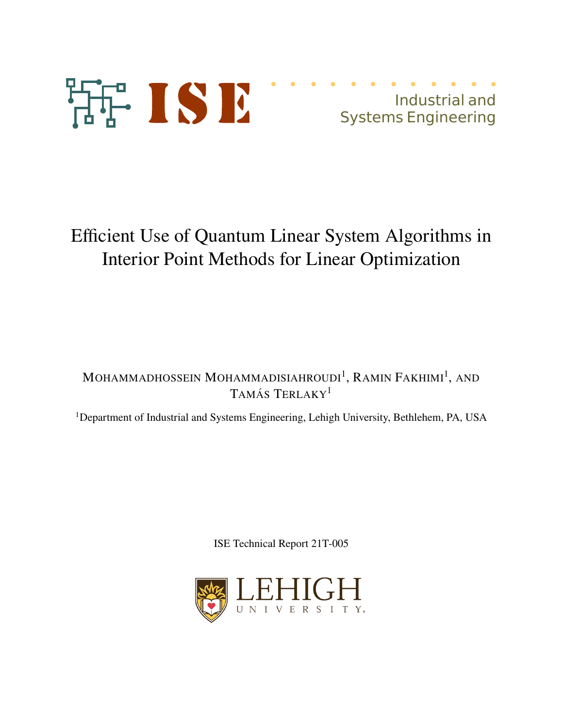ISE Industrial and Systems Engineering

# Efficient Use of Quantum Linear System Algorithms in Interior Point Methods for Linear Optimization

Mohammadhossein Mohammadisiahroudi[1], Ramin Fakhimi[1], and Tamás Terlaky[1]

[1]Department of Industrial and Systems Engineering, Lehigh University, Bethlehem, PA, USA

ISE Technical Report 21T-005

LEHIGH UNIVERSITY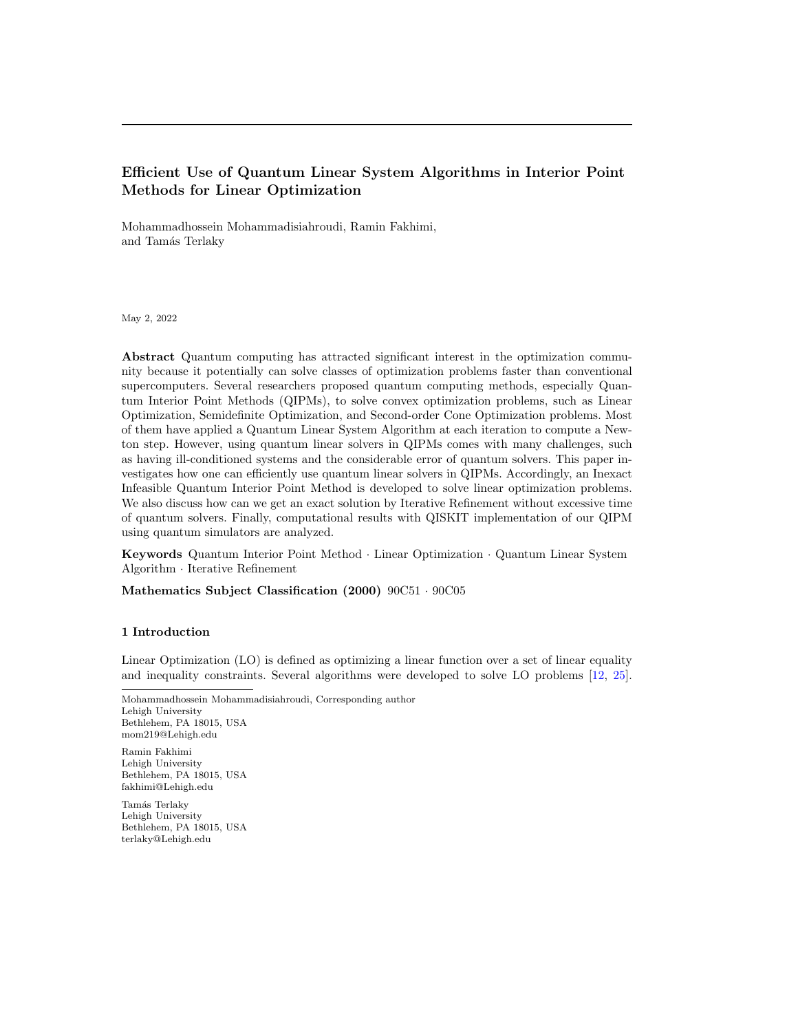# Efficient Use of Quantum Linear System Algorithms in Interior Point Methods for Linear Optimization

Mohammadhossein Mohammadisiahroudi, Ramin Fakhimi, and Tamás Terlaky

May 2, 2022

**Abstract** Quantum computing has attracted significant interest in the optimization community because it potentially can solve classes of optimization problems faster than conventional supercomputers. Several researchers proposed quantum computing methods, especially Quantum Interior Point Methods (QIPMs), to solve convex optimization problems, such as Linear Optimization, Semidefinite Optimization, and Second-order Cone Optimization problems. Most of them have applied a Quantum Linear System Algorithm at each iteration to compute a Newton step. However, using quantum linear solvers in QIPMs comes with many challenges, such as having ill-conditioned systems and the considerable error of quantum solvers. This paper investigates how one can efficiently use quantum linear solvers in QIPMs. Accordingly, an Inexact Infeasible Quantum Interior Point Method is developed to solve linear optimization problems. We also discuss how can we get an exact solution by Iterative Refinement without excessive time of quantum solvers. Finally, computational results with QISKIT implementation of our QIPM using quantum simulators are analyzed.

**Keywords** Quantum Interior Point Method · Linear Optimization · Quantum Linear System Algorithm · Iterative Refinement

**Mathematics Subject Classification (2000)** 90C51 · 90C05

## 1 Introduction

Linear Optimization (LO) is defined as optimizing a linear function over a set of linear equality and inequality constraints. Several algorithms were developed to solve LO problems [12, 25].

---

Mohammadhossein Mohammadisiahroudi, Corresponding author
Lehigh University
Bethlehem, PA 18015, USA
mom219@Lehigh.edu

Ramin Fakhimi
Lehigh University
Bethlehem, PA 18015, USA
fakhimi@Lehigh.edu

Tamás Terlaky
Lehigh University
Bethlehem, PA 18015, USA
terlaky@Lehigh.edu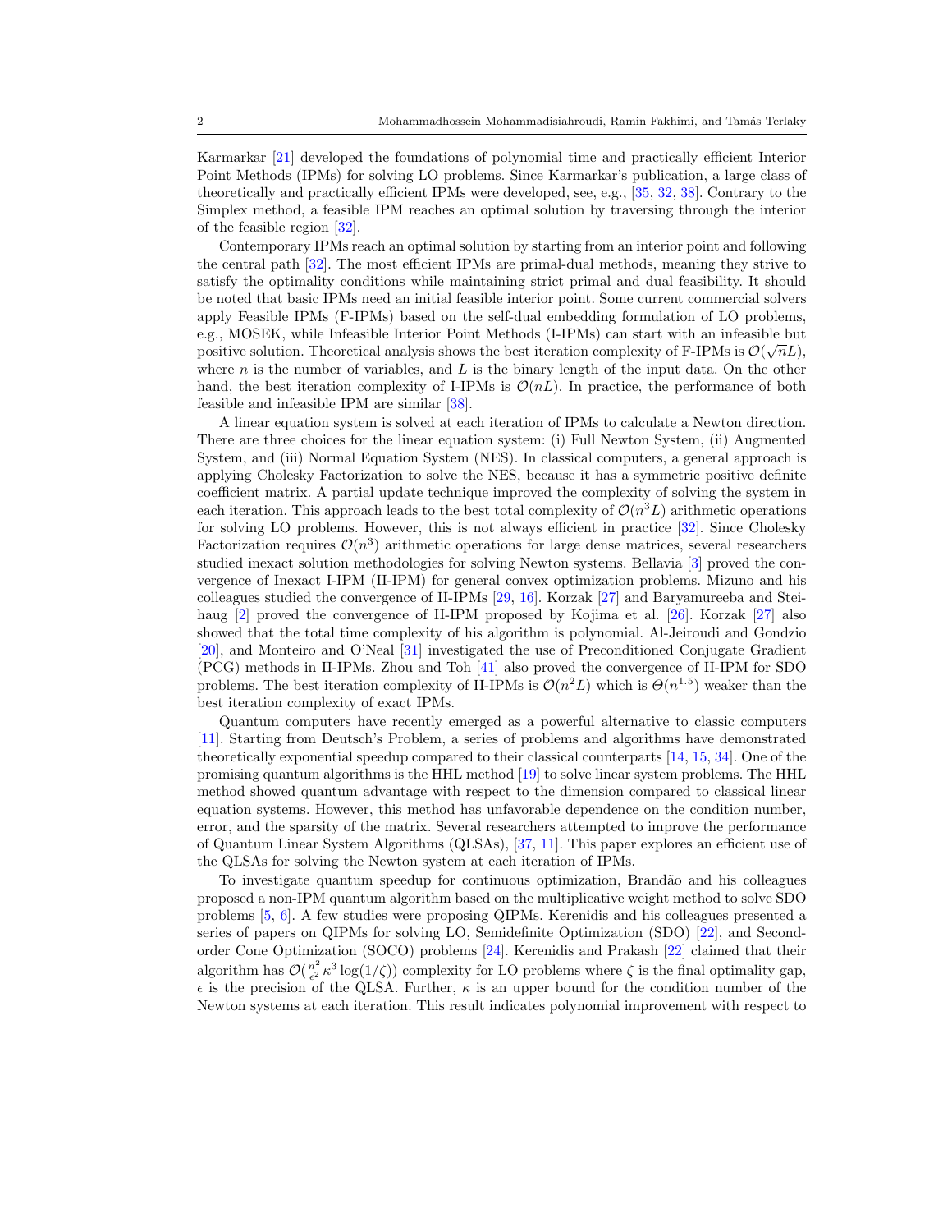Karmarkar [21] developed the foundations of polynomial time and practically efficient Interior Point Methods (IPMs) for solving LO problems. Since Karmarkar's publication, a large class of theoretically and practically efficient IPMs were developed, see, e.g., [35, 32, 38]. Contrary to the Simplex method, a feasible IPM reaches an optimal solution by traversing through the interior of the feasible region [32].

Contemporary IPMs reach an optimal solution by starting from an interior point and following the central path [32]. The most efficient IPMs are primal-dual methods, meaning they strive to satisfy the optimality conditions while maintaining strict primal and dual feasibility. It should be noted that basic IPMs need an initial feasible interior point. Some current commercial solvers apply Feasible IPMs (F-IPMs) based on the self-dual embedding formulation of LO problems, e.g., MOSEK, while Infeasible Interior Point Methods (I-IPMs) can start with an infeasible but positive solution. Theoretical analysis shows the best iteration complexity of F-IPMs is $\mathcal{O}(\sqrt{n}L)$, where $n$ is the number of variables, and $L$ is the binary length of the input data. On the other hand, the best iteration complexity of I-IPMs is $\mathcal{O}(nL)$. In practice, the performance of both feasible and infeasible IPM are similar [38].

A linear equation system is solved at each iteration of IPMs to calculate a Newton direction. There are three choices for the linear equation system: (i) Full Newton System, (ii) Augmented System, and (iii) Normal Equation System (NES). In classical computers, a general approach is applying Cholesky Factorization to solve the NES, because it has a symmetric positive definite coefficient matrix. A partial update technique improved the complexity of solving the system in each iteration. This approach leads to the best total complexity of $\mathcal{O}(n^3L)$ arithmetic operations for solving LO problems. However, this is not always efficient in practice [32]. Since Cholesky Factorization requires $\mathcal{O}(n^3)$ arithmetic operations for large dense matrices, several researchers studied inexact solution methodologies for solving Newton systems. Bellavia [3] proved the convergence of Inexact I-IPM (II-IPM) for general convex optimization problems. Mizuno and his colleagues studied the convergence of II-IPMs [29, 16]. Korzak [27] and Baryamureeba and Steihaug [2] proved the convergence of II-IPM proposed by Kojima et al. [26]. Korzak [27] also showed that the total time complexity of his algorithm is polynomial. Al-Jeiroudi and Gondzio [20], and Monteiro and O'Neal [31] investigated the use of Preconditioned Conjugate Gradient (PCG) methods in II-IPMs. Zhou and Toh [41] also proved the convergence of II-IPM for SDO problems. The best iteration complexity of II-IPMs is $\mathcal{O}(n^2L)$ which is $\Theta(n^{1.5})$ weaker than the best iteration complexity of exact IPMs.

Quantum computers have recently emerged as a powerful alternative to classic computers [11]. Starting from Deutsch's Problem, a series of problems and algorithms have demonstrated theoretically exponential speedup compared to their classical counterparts [14, 15, 34]. One of the promising quantum algorithms is the HHL method [19] to solve linear system problems. The HHL method showed quantum advantage with respect to the dimension compared to classical linear equation systems. However, this method has unfavorable dependence on the condition number, error, and the sparsity of the matrix. Several researchers attempted to improve the performance of Quantum Linear System Algorithms (QLSAs), [37, 11]. This paper explores an efficient use of the QLSAs for solving the Newton system at each iteration of IPMs.

To investigate quantum speedup for continuous optimization, Brandão and his colleagues proposed a non-IPM quantum algorithm based on the multiplicative weight method to solve SDO problems [5, 6]. A few studies were proposing QIPMs. Kerenidis and his colleagues presented a series of papers on QIPMs for solving LO, Semidefinite Optimization (SDO) [22], and Second-order Cone Optimization (SOCO) problems [24]. Kerenidis and Prakash [22] claimed that their algorithm has $\mathcal{O}(\frac{n^2}{\epsilon^2}\kappa^3 \log(1/\zeta))$ complexity for LO problems where $\zeta$ is the final optimality gap, $\epsilon$ is the precision of the QLSA. Further, $\kappa$ is an upper bound for the condition number of the Newton systems at each iteration. This result indicates polynomial improvement with respect to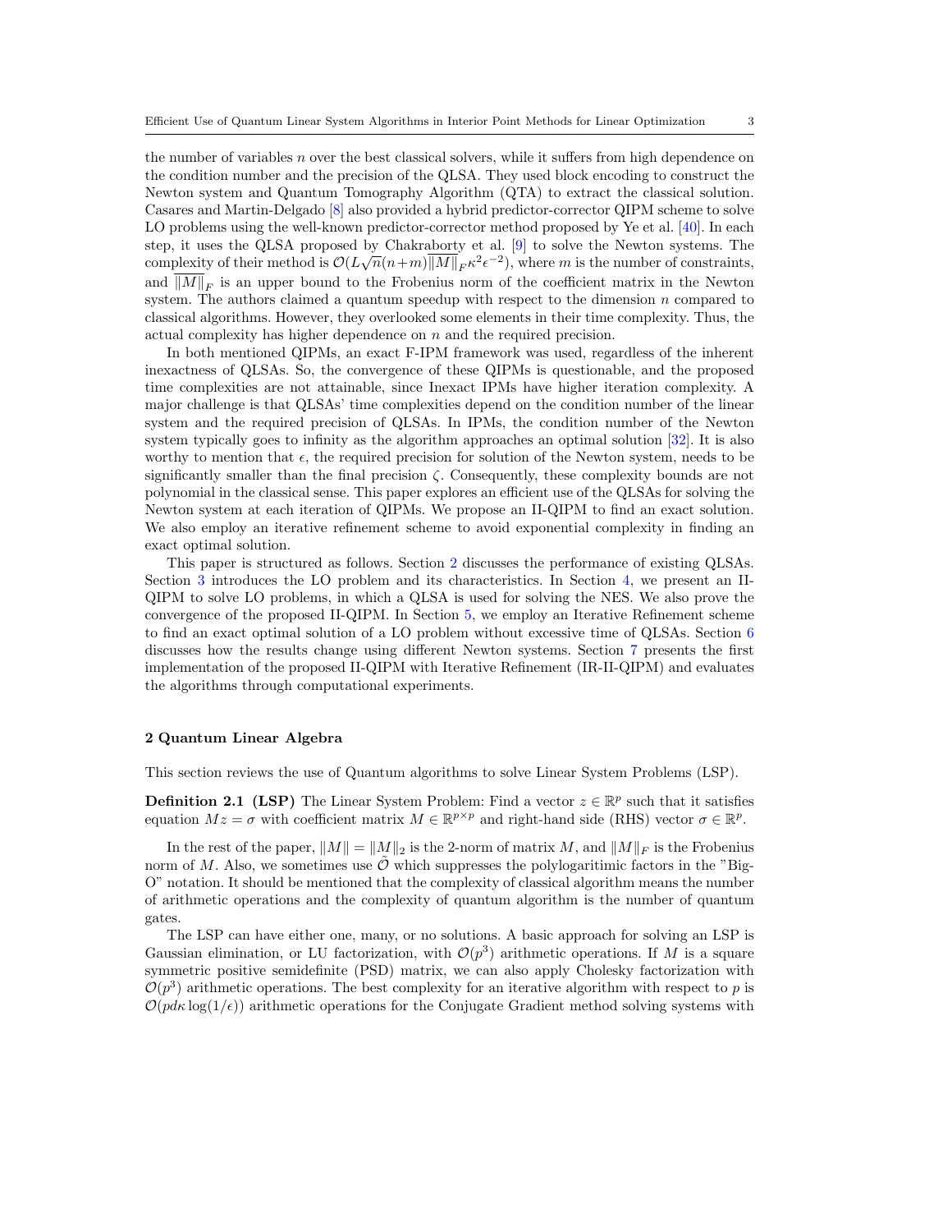the number of variables $n$ over the best classical solvers, while it suffers from high dependence on the condition number and the precision of the QLSA. They used block encoding to construct the Newton system and Quantum Tomography Algorithm (QTA) to extract the classical solution. Casares and Martin-Delgado [8] also provided a hybrid predictor-corrector QIPM scheme to solve LO problems using the well-known predictor-corrector method proposed by Ye et al. [40]. In each step, it uses the QLSA proposed by Chakraborty et al. [9] to solve the Newton systems. The complexity of their method is $\mathcal{O}(L\sqrt{n}(n+m)\overline{\|M\|}_F\kappa^2\epsilon^{-2})$, where $m$ is the number of constraints, and $\overline{\|M\|}_F$ is an upper bound to the Frobenius norm of the coefficient matrix in the Newton system. The authors claimed a quantum speedup with respect to the dimension $n$ compared to classical algorithms. However, they overlooked some elements in their time complexity. Thus, the actual complexity has higher dependence on $n$ and the required precision.

In both mentioned QIPMs, an exact F-IPM framework was used, regardless of the inherent inexactness of QLSAs. So, the convergence of these QIPMs is questionable, and the proposed time complexities are not attainable, since Inexact IPMs have higher iteration complexity. A major challenge is that QLSAs' time complexities depend on the condition number of the linear system and the required precision of QLSAs. In IPMs, the condition number of the Newton system typically goes to infinity as the algorithm approaches an optimal solution [32]. It is also worthy to mention that $\epsilon$, the required precision for solution of the Newton system, needs to be significantly smaller than the final precision $\zeta$. Consequently, these complexity bounds are not polynomial in the classical sense. This paper explores an efficient use of the QLSAs for solving the Newton system at each iteration of QIPMs. We propose an II-QIPM to find an exact solution. We also employ an iterative refinement scheme to avoid exponential complexity in finding an exact optimal solution.

This paper is structured as follows. Section 2 discusses the performance of existing QLSAs. Section 3 introduces the LO problem and its characteristics. In Section 4, we present an II-QIPM to solve LO problems, in which a QLSA is used for solving the NES. We also prove the convergence of the proposed II-QIPM. In Section 5, we employ an Iterative Refinement scheme to find an exact optimal solution of a LO problem without excessive time of QLSAs. Section 6 discusses how the results change using different Newton systems. Section 7 presents the first implementation of the proposed II-QIPM with Iterative Refinement (IR-II-QIPM) and evaluates the algorithms through computational experiments.

## 2 Quantum Linear Algebra

This section reviews the use of Quantum algorithms to solve Linear System Problems (LSP).

**Definition 2.1 (LSP)** The Linear System Problem: Find a vector $z \in \mathbb{R}^p$ such that it satisfies equation $Mz = \sigma$ with coefficient matrix $M \in \mathbb{R}^{p\times p}$ and right-hand side (RHS) vector $\sigma \in \mathbb{R}^p$.

In the rest of the paper, $\|M\| = \|M\|_2$ is the 2-norm of matrix $M$, and $\|M\|_F$ is the Frobenius norm of $M$. Also, we sometimes use $\tilde{\mathcal{O}}$ which suppresses the polylogaritimic factors in the "Big-O" notation. It should be mentioned that the complexity of classical algorithm means the number of arithmetic operations and the complexity of quantum algorithm is the number of quantum gates.

The LSP can have either one, many, or no solutions. A basic approach for solving an LSP is Gaussian elimination, or LU factorization, with $\mathcal{O}(p^3)$ arithmetic operations. If $M$ is a square symmetric positive semidefinite (PSD) matrix, we can also apply Cholesky factorization with $\mathcal{O}(p^3)$ arithmetic operations. The best complexity for an iterative algorithm with respect to $p$ is $\mathcal{O}(pd\kappa \log(1/\epsilon))$ arithmetic operations for the Conjugate Gradient method solving systems with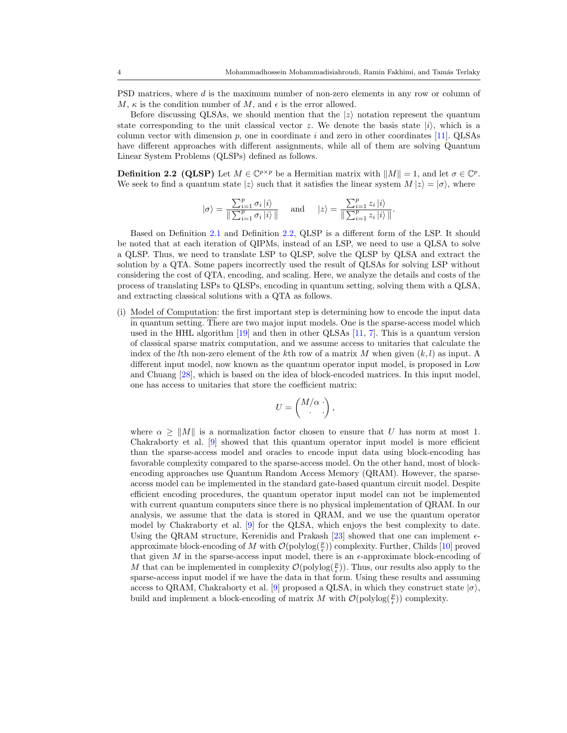PSD matrices, where $d$ is the maximum number of non-zero elements in any row or column of $M$, $\kappa$ is the condition number of $M$, and $\epsilon$ is the error allowed.

Before discussing QLSAs, we should mention that the $|z\rangle$ notation represent the quantum state corresponding to the unit classical vector $z$. We denote the basis state $|i\rangle$, which is a column vector with dimension $p$, one in coordinate $i$ and zero in other coordinates [11]. QLSAs have different approaches with different assignments, while all of them are solving Quantum Linear System Problems (QLSPs) defined as follows.

**Definition 2.2 (QLSP)** Let $M \in \mathbb{C}^{p\times p}$ be a Hermitian matrix with $\|M\| = 1$, and let $\sigma \in \mathbb{C}^p$. We seek to find a quantum state $|z\rangle$ such that it satisfies the linear system $M|z\rangle = |\sigma\rangle$, where

$$|\sigma\rangle = \frac{\sum_{i=1}^{p} \sigma_i |i\rangle}{\|\sum_{i=1}^{p} \sigma_i |i\rangle\|} \quad \text{and} \quad |z\rangle = \frac{\sum_{i=1}^{p} z_i |i\rangle}{\|\sum_{i=1}^{p} z_i |i\rangle\|}.$$

Based on Definition 2.1 and Definition 2.2, QLSP is a different form of the LSP. It should be noted that at each iteration of QIPMs, instead of an LSP, we need to use a QLSA to solve a QLSP. Thus, we need to translate LSP to QLSP, solve the QLSP by QLSA and extract the solution by a QTA. Some papers incorrectly used the result of QLSAs for solving LSP without considering the cost of QTA, encoding, and scaling. Here, we analyze the details and costs of the process of translating LSPs to QLSPs, encoding in quantum setting, solving them with a QLSA, and extracting classical solutions with a QTA as follows.

(i) Model of Computation: the first important step is determining how to encode the input data in quantum setting. There are two major input models. One is the sparse-access model which used in the HHL algorithm [19] and then in other QLSAs [11, 7]. This is a quantum version of classical sparse matrix computation, and we assume access to unitaries that calculate the index of the $l$th non-zero element of the $k$th row of a matrix $M$ when given $(k, l)$ as input. A different input model, now known as the quantum operator input model, is proposed in Low and Chuang [28], which is based on the idea of block-encoded matrices. In this input model, one has access to unitaries that store the coefficient matrix:

$$U = \begin{pmatrix} M/\alpha & \cdot \\ \cdot & \cdot \end{pmatrix},$$

where $\alpha \geq \|M\|$ is a normalization factor chosen to ensure that $U$ has norm at most 1. Chakraborty et al. [9] showed that this quantum operator input model is more efficient than the sparse-access model and oracles to encode input data using block-encoding has favorable complexity compared to the sparse-access model. On the other hand, most of block-encoding approaches use Quantum Random Access Memory (QRAM). However, the sparse-access model can be implemented in the standard gate-based quantum circuit model. Despite efficient encoding procedures, the quantum operator input model can not be implemented with current quantum computers since there is no physical implementation of QRAM. In our analysis, we assume that the data is stored in QRAM, and we use the quantum operator model by Chakraborty et al. [9] for the QLSA, which enjoys the best complexity to date. Using the QRAM structure, Kerenidis and Prakash [23] showed that one can implement $\epsilon$-approximate block-encoding of $M$ with $\mathcal{O}(\text{polylog}(\frac{p}{\epsilon}))$ complexity. Further, Childs [10] proved that given $M$ in the sparse-access input model, there is an $\epsilon$-approximate block-encoding of $M$ that can be implemented in complexity $\mathcal{O}(\text{polylog}(\frac{p}{\epsilon}))$. Thus, our results also apply to the sparse-access input model if we have the data in that form. Using these results and assuming access to QRAM, Chakraborty et al. [9] proposed a QLSA, in which they construct state $|\sigma\rangle$, build and implement a block-encoding of matrix $M$ with $\mathcal{O}(\text{polylog}(\frac{p}{\epsilon}))$ complexity.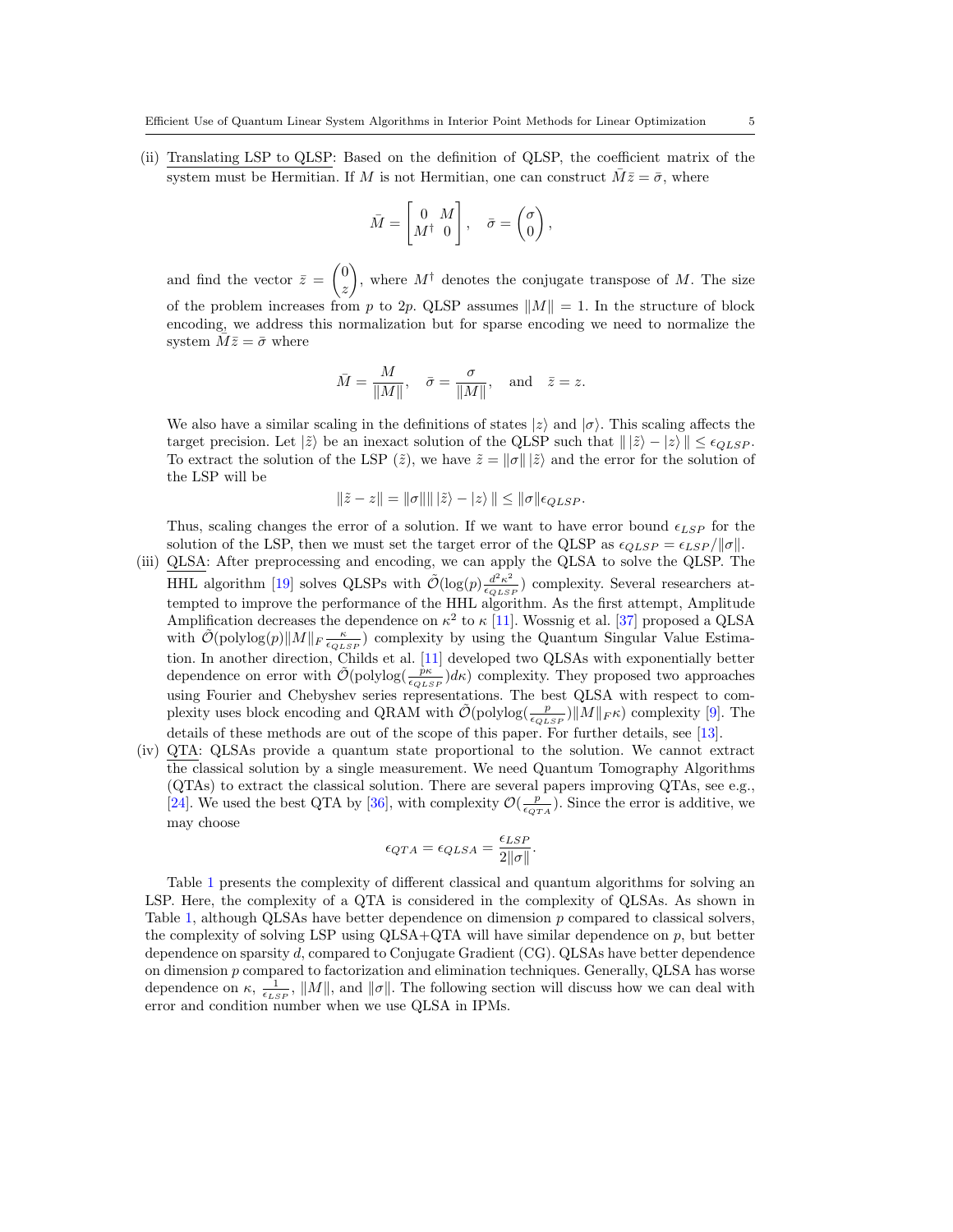(ii) Translating LSP to QLSP: Based on the definition of QLSP, the coefficient matrix of the system must be Hermitian. If $M$ is not Hermitian, one can construct $\bar{M}\bar{z} = \bar{\sigma}$, where

$$\bar{M} = \begin{bmatrix} 0 & M \\ M^{\dagger} & 0 \end{bmatrix}, \quad \bar{\sigma} = \begin{pmatrix} \sigma \\ 0 \end{pmatrix},$$

and find the vector $\bar{z} = \begin{pmatrix} 0 \\ z \end{pmatrix}$, where $M^{\dagger}$ denotes the conjugate transpose of $M$. The size of the problem increases from $p$ to $2p$. QLSP assumes $\|M\| = 1$. In the structure of block encoding, we address this normalization but for sparse encoding we need to normalize the system $\bar{M}\bar{z} = \bar{\sigma}$ where

$$\bar{M} = \frac{M}{\|M\|}, \quad \bar{\sigma} = \frac{\sigma}{\|M\|}, \quad \text{and} \quad \bar{z} = z.$$

We also have a similar scaling in the definitions of states $|z\rangle$ and $|\sigma\rangle$. This scaling affects the target precision. Let $|\tilde{z}\rangle$ be an inexact solution of the QLSP such that $\| |\tilde{z}\rangle - |z\rangle \| \leq \epsilon_{QLSP}$. To extract the solution of the LSP ($\tilde{z}$), we have $\tilde{z} = \|\sigma\| |\tilde{z}\rangle$ and the error for the solution of the LSP will be

$$\|\tilde{z} - z\| = \|\sigma\| \| |\tilde{z}\rangle - |z\rangle \| \leq \|\sigma\| \epsilon_{QLSP}.$$

Thus, scaling changes the error of a solution. If we want to have error bound $\epsilon_{LSP}$ for the solution of the LSP, then we must set the target error of the QLSP as $\epsilon_{QLSP} = \epsilon_{LSP}/\|\sigma\|$.

(iii) QLSA: After preprocessing and encoding, we can apply the QLSA to solve the QLSP. The HHL algorithm [19] solves QLSPs with $\tilde{\mathcal{O}}(\log(p)\frac{d^2\kappa^2}{\epsilon_{QLSP}})$ complexity. Several researchers attempted to improve the performance of the HHL algorithm. As the first attempt, Amplitude Amplification decreases the dependence on $\kappa^2$ to $\kappa$ [11]. Wossnig et al. [37] proposed a QLSA with $\tilde{\mathcal{O}}(\text{polylog}(p)\|M\|_F \frac{\kappa}{\epsilon_{QLSP}})$ complexity by using the Quantum Singular Value Estimation. In another direction, Childs et al. [11] developed two QLSAs with exponentially better dependence on error with $\tilde{\mathcal{O}}(\text{polylog}(\frac{p\kappa}{\epsilon_{QLSP}})d\kappa)$ complexity. They proposed two approaches using Fourier and Chebyshev series representations. The best QLSA with respect to complexity uses block encoding and QRAM with $\tilde{\mathcal{O}}(\text{polylog}(\frac{p}{\epsilon_{QLSP}})\|M\|_F\kappa)$ complexity [9]. The details of these methods are out of the scope of this paper. For further details, see [13].

(iv) QTA: QLSAs provide a quantum state proportional to the solution. We cannot extract the classical solution by a single measurement. We need Quantum Tomography Algorithms (QTAs) to extract the classical solution. There are several papers improving QTAs, see e.g., [24]. We used the best QTA by [36], with complexity $\mathcal{O}(\frac{p}{\epsilon_{QTA}})$. Since the error is additive, we may choose

$$\epsilon_{QTA} = \epsilon_{QLSA} = \frac{\epsilon_{LSP}}{2\|\sigma\|}.$$

Table 1 presents the complexity of different classical and quantum algorithms for solving an LSP. Here, the complexity of a QTA is considered in the complexity of QLSAs. As shown in Table 1, although QLSAs have better dependence on dimension $p$ compared to classical solvers, the complexity of solving LSP using QLSA+QTA will have similar dependence on $p$, but better dependence on sparsity $d$, compared to Conjugate Gradient (CG). QLSAs have better dependence on dimension $p$ compared to factorization and elimination techniques. Generally, QLSA has worse dependence on $\kappa$, $\frac{1}{\epsilon_{LSP}}$, $\|M\|$, and $\|\sigma\|$. The following section will discuss how we can deal with error and condition number when we use QLSA in IPMs.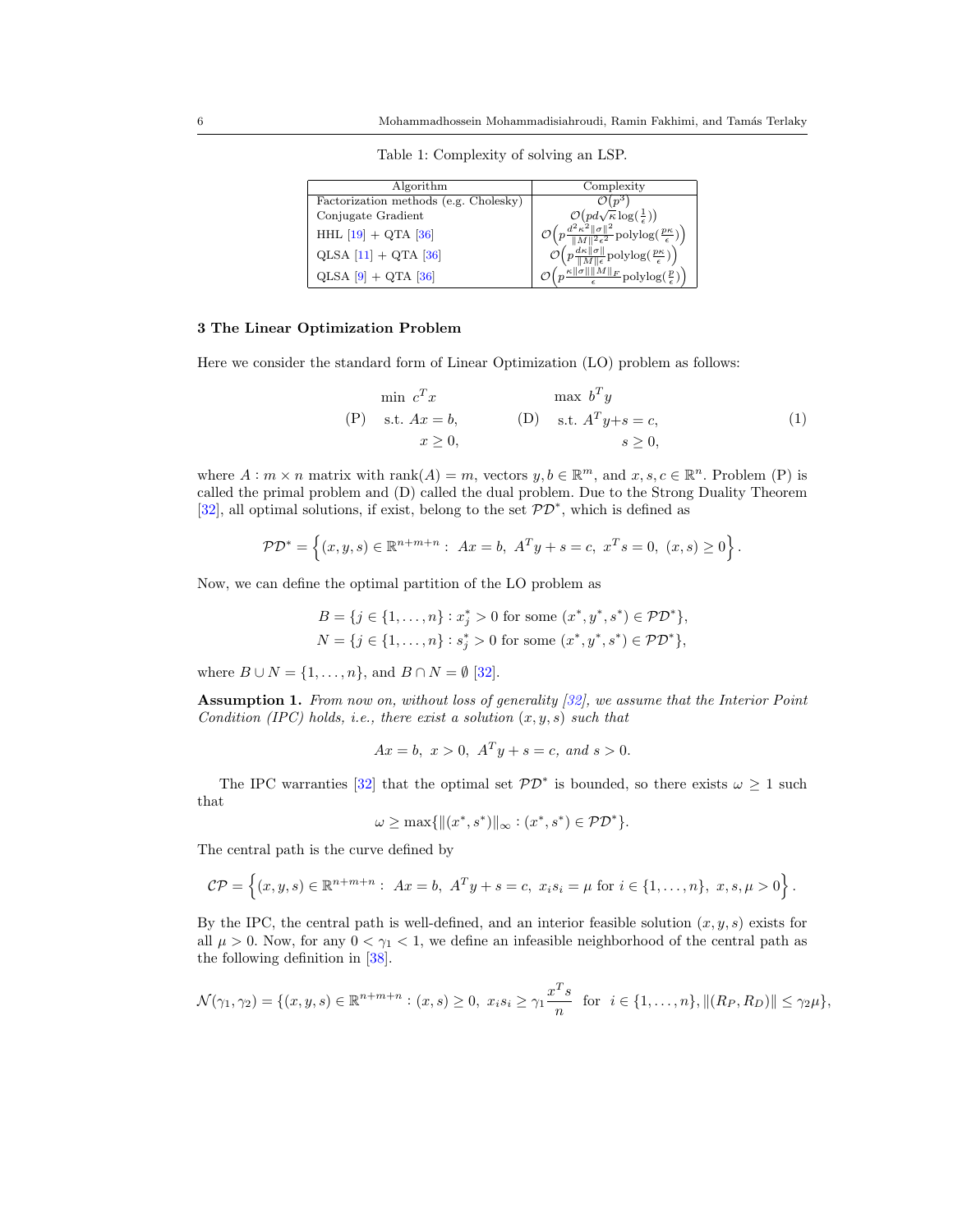Table 1: Complexity of solving an LSP.

| Algorithm | Complexity |
|---|---|
| Factorization methods (e.g. Cholesky) | $\mathcal{O}(p^3)$ |
| Conjugate Gradient | $\mathcal{O}\big(pd\sqrt{\kappa}\log(\frac{1}{\epsilon})\big)$ |
| HHL [19] + QTA [36] | $\mathcal{O}\Big(p\frac{d^2\kappa^2\\|\sigma\\|^2}{\\|M\\|^2\epsilon^2}\text{polylog}(\frac{p\kappa}{\epsilon})\Big)$ |
| QLSA [11] + QTA [36] | $\mathcal{O}\Big(p\frac{d\kappa\\|\sigma\\|}{\\|M\\|\epsilon}\text{polylog}(\frac{p\kappa}{\epsilon})\Big)$ |
| QLSA [9] + QTA [36] | $\mathcal{O}\Big(p\frac{\kappa\\|\sigma\\|\\|M\\|_F}{\epsilon}\text{polylog}(\frac{p}{\epsilon})\Big)$ |

## 3 The Linear Optimization Problem

Here we consider the standard form of Linear Optimization (LO) problem as follows:

$$
\text{(P)} \quad \begin{aligned} \min\ & c^T x \\ \text{s.t. } & Ax = b, \\ & x \geq 0, \end{aligned} \qquad\qquad \text{(D)} \quad \begin{aligned} \max\ & b^T y \\ \text{s.t. } & A^T y + s = c, \\ & s \geq 0, \end{aligned} \tag{1}
$$

where $A : m \times n$ matrix with $\text{rank}(A) = m$, vectors $y, b \in \mathbb{R}^m$, and $x, s, c \in \mathbb{R}^n$. Problem (P) is called the primal problem and (D) called the dual problem. Due to the Strong Duality Theorem [32], all optimal solutions, if exist, belong to the set $\mathcal{PD}^*$, which is defined as

$$
\mathcal{PD}^* = \left\{ (x, y, s) \in \mathbb{R}^{n+m+n} : \ Ax = b, \ A^T y + s = c, \ x^T s = 0, \ (x, s) \geq 0 \right\}.
$$

Now, we can define the optimal partition of the LO problem as

$$
\begin{aligned}
B &= \{ j \in \{1, \ldots, n\} : x_j^* > 0 \text{ for some } (x^*, y^*, s^*) \in \mathcal{PD}^* \}, \\
N &= \{ j \in \{1, \ldots, n\} : s_j^* > 0 \text{ for some } (x^*, y^*, s^*) \in \mathcal{PD}^* \},
\end{aligned}
$$

where $B \cup N = \{1, \ldots, n\}$, and $B \cap N = \emptyset$ [32].

**Assumption 1.** *From now on, without loss of generality [32], we assume that the Interior Point Condition (IPC) holds, i.e., there exist a solution $(x, y, s)$ such that*

$$
Ax = b, \ x > 0, \ A^T y + s = c, \text{ and } s > 0.
$$

The IPC warranties [32] that the optimal set $\mathcal{PD}^*$ is bounded, so there exists $\omega \geq 1$ such that

$$
\omega \geq \max\{ \|(x^*, s^*)\|_\infty : (x^*, s^*) \in \mathcal{PD}^* \}.
$$

The central path is the curve defined by

$$
\mathcal{CP} = \left\{ (x, y, s) \in \mathbb{R}^{n+m+n} : \ Ax = b, \ A^T y + s = c, \ x_i s_i = \mu \text{ for } i \in \{1, \ldots, n\}, \ x, s, \mu > 0 \right\}.
$$

By the IPC, the central path is well-defined, and an interior feasible solution $(x, y, s)$ exists for all $\mu > 0$. Now, for any $0 < \gamma_1 < 1$, we define an infeasible neighborhood of the central path as the following definition in [38].

$$
\mathcal{N}(\gamma_1, \gamma_2) = \{ (x, y, s) \in \mathbb{R}^{n+m+n} : (x, s) \geq 0, \ x_i s_i \geq \gamma_1 \frac{x^T s}{n} \ \text{ for } \ i \in \{1, \ldots, n\}, \|(R_P, R_D)\| \leq \gamma_2 \mu \},
$$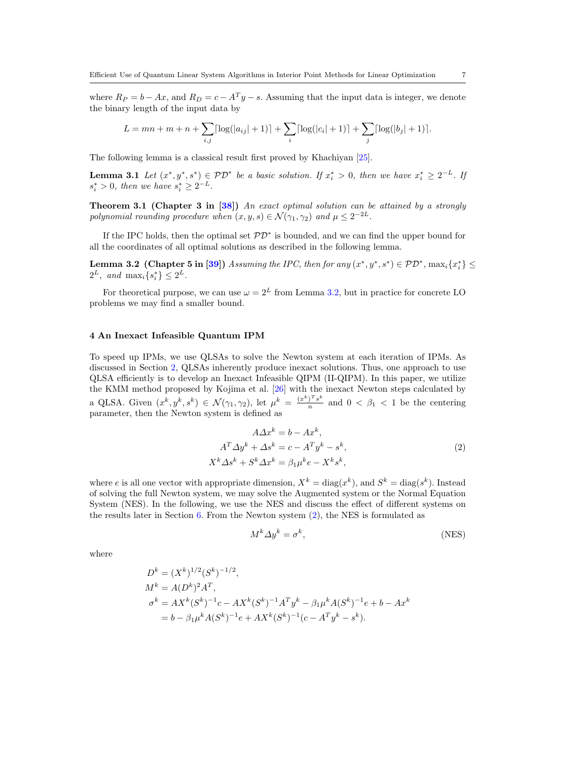where $R_P = b - Ax$, and $R_D = c - A^T y - s$. Assuming that the input data is integer, we denote the binary length of the input data by

$$L = mn + m + n + \sum_{i,j} \lceil \log(|a_{ij}| + 1) \rceil + \sum_{i} \lceil \log(|c_i| + 1) \rceil + \sum_{j} \lceil \log(|b_j| + 1) \rceil.$$

The following lemma is a classical result first proved by Khachiyan [25].

**Lemma 3.1** *Let $(x^*, y^*, s^*) \in \mathcal{PD}^*$ be a basic solution. If $x_i^* > 0$, then we have $x_i^* \geq 2^{-L}$. If $s_i^* > 0$, then we have $s_i^* \geq 2^{-L}$.*

**Theorem 3.1 (Chapter 3 in [38])** *An exact optimal solution can be attained by a strongly polynomial rounding procedure when $(x, y, s) \in \mathcal{N}(\gamma_1, \gamma_2)$ and $\mu \leq 2^{-2L}$.*

If the IPC holds, then the optimal set $\mathcal{PD}^*$ is bounded, and we can find the upper bound for all the coordinates of all optimal solutions as described in the following lemma.

**Lemma 3.2 (Chapter 5 in [39])** *Assuming the IPC, then for any $(x^*, y^*, s^*) \in \mathcal{PD}^*$, $\max_i\{x_i^*\} \leq 2^L$, and $\max_i\{s_i^*\} \leq 2^L$.*

For theoretical purpose, we can use $\omega = 2^L$ from Lemma 3.2, but in practice for concrete LO problems we may find a smaller bound.

## 4 An Inexact Infeasible Quantum IPM

To speed up IPMs, we use QLSAs to solve the Newton system at each iteration of IPMs. As discussed in Section 2, QLSAs inherently produce inexact solutions. Thus, one approach to use QLSA efficiently is to develop an Inexact Infeasible QIPM (II-QIPM). In this paper, we utilize the KMM method proposed by Kojima et al. [26] with the inexact Newton steps calculated by a QLSA. Given $(x^k, y^k, s^k) \in \mathcal{N}(\gamma_1, \gamma_2)$, let $\mu^k = \frac{(x^k)^T s^k}{n}$ and $0 < \beta_1 < 1$ be the centering parameter, then the Newton system is defined as

$$\begin{aligned}
A \Delta x^k &= b - Ax^k, \\
A^T \Delta y^k + \Delta s^k &= c - A^T y^k - s^k, \\
X^k \Delta s^k + S^k \Delta x^k &= \beta_1 \mu^k e - X^k s^k,
\end{aligned} \tag{2}$$

where $e$ is all one vector with appropriate dimension, $X^k = \operatorname{diag}(x^k)$, and $S^k = \operatorname{diag}(s^k)$. Instead of solving the full Newton system, we may solve the Augmented system or the Normal Equation System (NES). In the following, we use the NES and discuss the effect of different systems on the results later in Section 6. From the Newton system (2), the NES is formulated as

$$M^k \Delta y^k = \sigma^k, \tag{NES}$$

where

$$\begin{aligned}
D^k &= (X^k)^{1/2}(S^k)^{-1/2}, \\
M^k &= A(D^k)^2 A^T, \\
\sigma^k &= AX^k(S^k)^{-1}c - AX^k(S^k)^{-1}A^T y^k - \beta_1 \mu^k A(S^k)^{-1}e + b - Ax^k \\
&= b - \beta_1 \mu^k A(S^k)^{-1}e + AX^k(S^k)^{-1}(c - A^T y^k - s^k).
\end{aligned}$$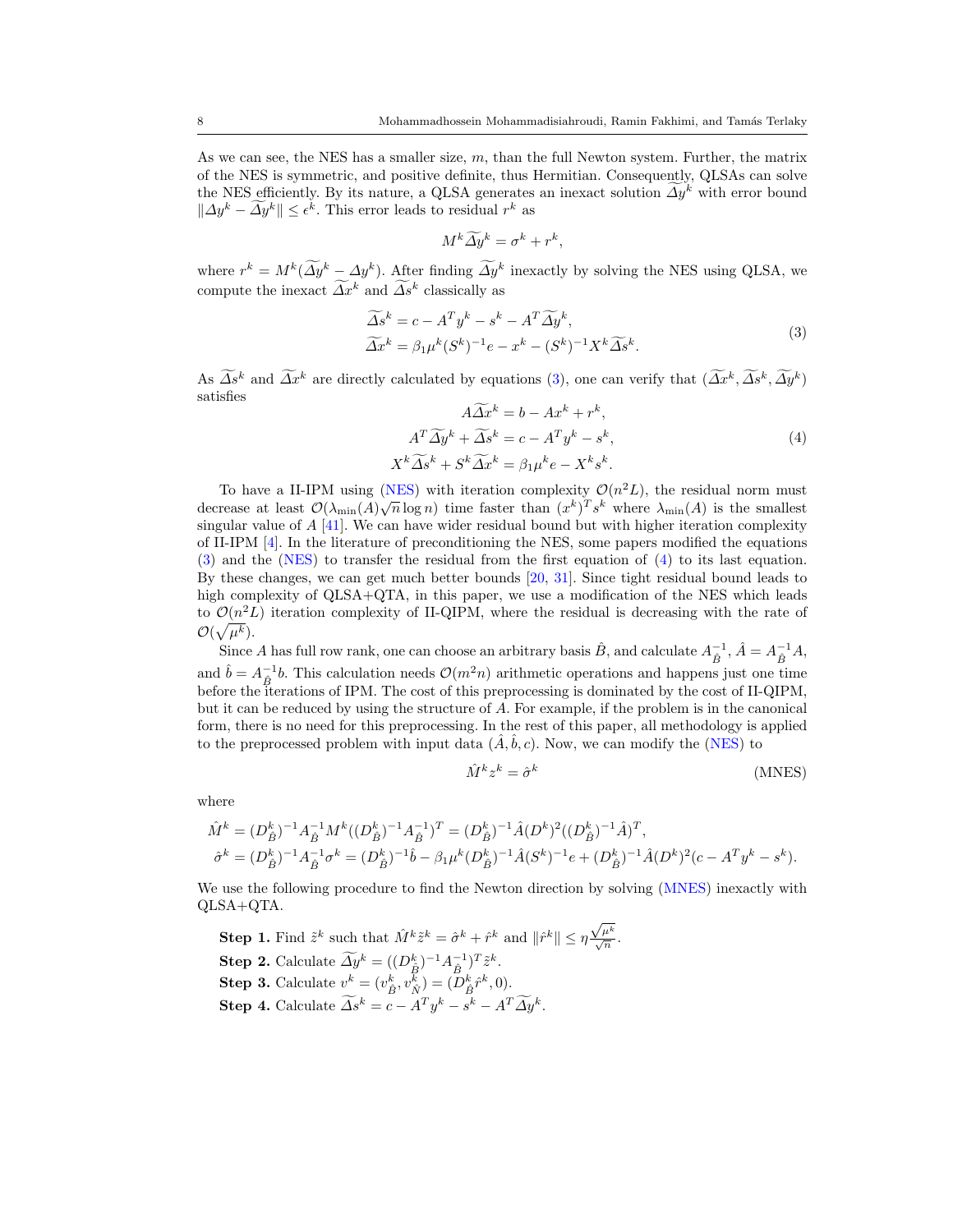As we can see, the NES has a smaller size, $m$, than the full Newton system. Further, the matrix of the NES is symmetric, and positive definite, thus Hermitian. Consequently, QLSAs can solve the NES efficiently. By its nature, a QLSA generates an inexact solution $\widetilde{\Delta y}^k$ with error bound $\|\Delta y^k - \widetilde{\Delta y}^k\| \leq \epsilon^k$. This error leads to residual $r^k$ as

$$M^k \widetilde{\Delta y}^k = \sigma^k + r^k,$$

where $r^k = M^k(\widetilde{\Delta y}^k - \Delta y^k)$. After finding $\widetilde{\Delta y}^k$ inexactly by solving the NES using QLSA, we compute the inexact $\widetilde{\Delta x}^k$ and $\widetilde{\Delta s}^k$ classically as

$$\begin{aligned}
\widetilde{\Delta s}^k &= c - A^T y^k - s^k - A^T \widetilde{\Delta y}^k, \\
\widetilde{\Delta x}^k &= \beta_1 \mu^k (S^k)^{-1} e - x^k - (S^k)^{-1} X^k \widetilde{\Delta s}^k.
\end{aligned} \tag{3}$$

As $\widetilde{\Delta s}^k$ and $\widetilde{\Delta x}^k$ are directly calculated by equations (3), one can verify that $(\widetilde{\Delta x}^k, \widetilde{\Delta s}^k, \widetilde{\Delta y}^k)$ satisfies

$$\begin{aligned}
A\widetilde{\Delta x}^k &= b - Ax^k + r^k, \\
A^T \widetilde{\Delta y}^k + \widetilde{\Delta s}^k &= c - A^T y^k - s^k, \\
X^k \widetilde{\Delta s}^k + S^k \widetilde{\Delta x}^k &= \beta_1 \mu^k e - X^k s^k.
\end{aligned} \tag{4}$$

To have a II-IPM using (NES) with iteration complexity $\mathcal{O}(n^2 L)$, the residual norm must decrease at least $\mathcal{O}(\lambda_{\min}(A)\sqrt{n}\log n)$ time faster than $(x^k)^T s^k$ where $\lambda_{\min}(A)$ is the smallest singular value of $A$ [41]. We can have wider residual bound but with higher iteration complexity of II-IPM [4]. In the literature of preconditioning the NES, some papers modified the equations (3) and the (NES) to transfer the residual from the first equation of (4) to its last equation. By these changes, we can get much better bounds [20, 31]. Since tight residual bound leads to high complexity of QLSA+QTA, in this paper, we use a modification of the NES which leads to $\mathcal{O}(n^2 L)$ iteration complexity of II-QIPM, where the residual is decreasing with the rate of $\mathcal{O}(\sqrt{\mu^k})$.

Since $A$ has full row rank, one can choose an arbitrary basis $\hat{B}$, and calculate $A_{\hat{B}}^{-1}$, $\hat{A} = A_{\hat{B}}^{-1} A$, and $\hat{b} = A_{\hat{B}}^{-1} b$. This calculation needs $\mathcal{O}(m^2 n)$ arithmetic operations and happens just one time before the iterations of IPM. The cost of this preprocessing is dominated by the cost of II-QIPM, but it can be reduced by using the structure of $A$. For example, if the problem is in the canonical form, there is no need for this preprocessing. In the rest of this paper, all methodology is applied to the preprocessed problem with input data $(\hat{A}, \hat{b}, c)$. Now, we can modify the (NES) to

$$\hat{M}^k z^k = \hat{\sigma}^k \tag{MNES}$$

where

$$\begin{aligned}
\hat{M}^k &= (D_{\hat{B}}^k)^{-1} A_{\hat{B}}^{-1} M^k ((D_{\hat{B}}^k)^{-1} A_{\hat{B}}^{-1})^T = (D_{\hat{B}}^k)^{-1} \hat{A} (D^k)^2 ((D_{\hat{B}}^k)^{-1} \hat{A})^T, \\
\hat{\sigma}^k &= (D_{\hat{B}}^k)^{-1} A_{\hat{B}}^{-1} \sigma^k = (D_{\hat{B}}^k)^{-1} \hat{b} - \beta_1 \mu^k (D_{\hat{B}}^k)^{-1} \hat{A} (S^k)^{-1} e + (D_{\hat{B}}^k)^{-1} \hat{A} (D^k)^2 (c - A^T y^k - s^k).
\end{aligned}$$

We use the following procedure to find the Newton direction by solving (MNES) inexactly with QLSA+QTA.

**Step 1.** Find $\tilde{z}^k$ such that $\hat{M}^k \tilde{z}^k = \hat{\sigma}^k + \hat{r}^k$ and $\|\hat{r}^k\| \leq \eta \frac{\sqrt{\mu^k}}{\sqrt{n}}$.

**Step 2.** Calculate $\widetilde{\Delta y}^k = ((D_{\hat{B}}^k)^{-1} A_{\hat{B}}^{-1})^T \tilde{z}^k$.

**Step 3.** Calculate $v^k = (v_{\hat{B}}^k, v_{\hat{N}}^k) = (D_{\hat{B}}^k \hat{r}^k, 0)$.

**Step 4.** Calculate $\widetilde{\Delta s}^k = c - A^T y^k - s^k - A^T \widetilde{\Delta y}^k$.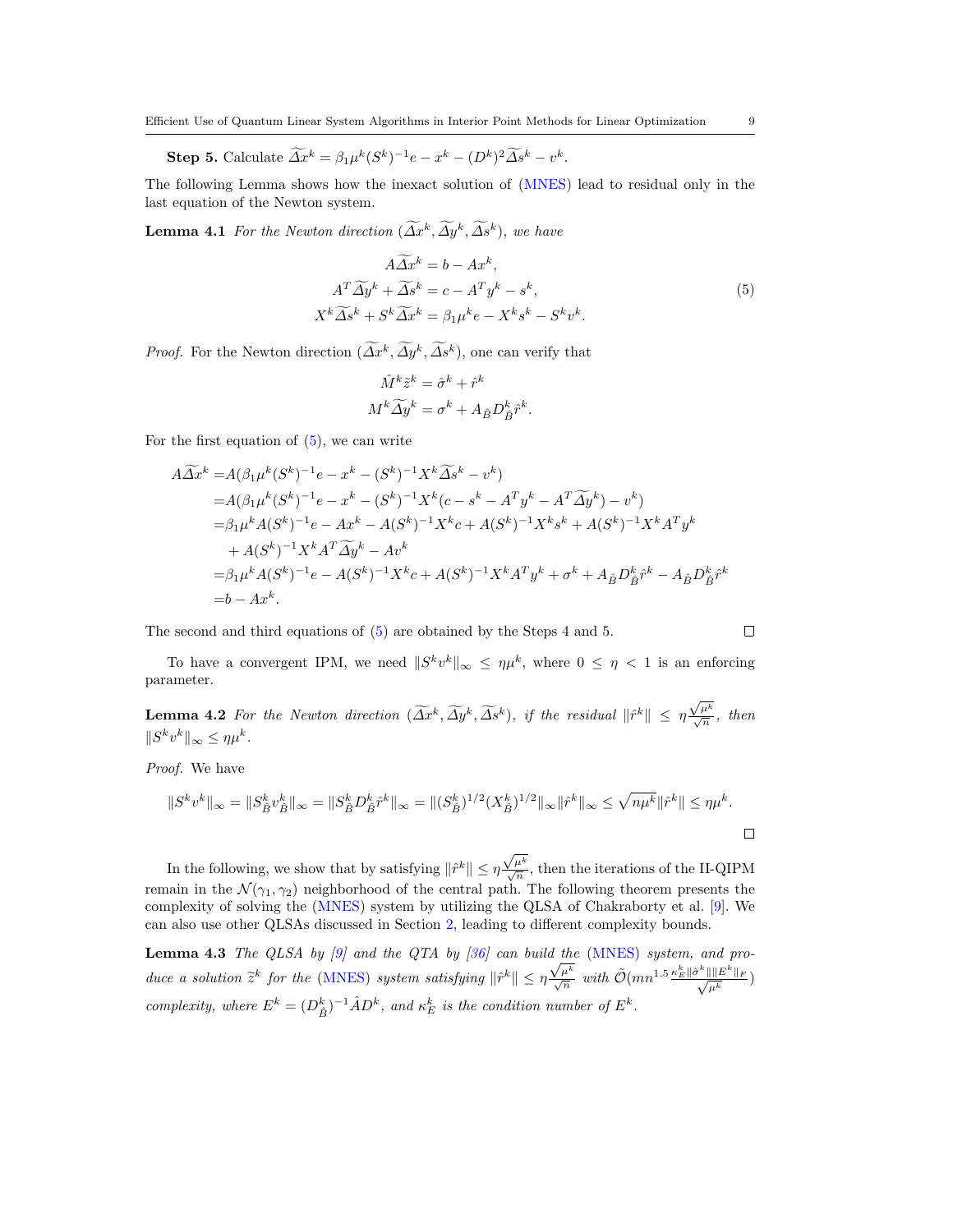**Step 5.** Calculate $\widetilde{\Delta x}^k = \beta_1 \mu^k (S^k)^{-1} e - x^k - (D^k)^2 \widetilde{\Delta s}^k - v^k$.

The following Lemma shows how the inexact solution of (MNES) lead to residual only in the last equation of the Newton system.

**Lemma 4.1** *For the Newton direction $(\widetilde{\Delta x}^k, \widetilde{\Delta y}^k, \widetilde{\Delta s}^k)$, we have*

$$
\begin{aligned}
A\widetilde{\Delta x}^k &= b - Ax^k, \\
A^T \widetilde{\Delta y}^k + \widetilde{\Delta s}^k &= c - A^T y^k - s^k, \\
X^k \widetilde{\Delta s}^k + S^k \widetilde{\Delta x}^k &= \beta_1 \mu^k e - X^k s^k - S^k v^k.
\end{aligned} \tag{5}
$$

*Proof.* For the Newton direction $(\widetilde{\Delta x}^k, \widetilde{\Delta y}^k, \widetilde{\Delta s}^k)$, one can verify that

$$
\begin{aligned}
\hat{M}^k \tilde{z}^k &= \hat{\sigma}^k + \hat{r}^k \\
M^k \widetilde{\Delta y}^k &= \sigma^k + A_{\hat{B}} D^k_{\hat{B}} \hat{r}^k.
\end{aligned}
$$

For the first equation of (5), we can write

$$
\begin{aligned}
A\widetilde{\Delta x}^k =& A(\beta_1 \mu^k (S^k)^{-1} e - x^k - (S^k)^{-1} X^k \widetilde{\Delta s}^k - v^k) \\
=& A(\beta_1 \mu^k (S^k)^{-1} e - x^k - (S^k)^{-1} X^k (c - s^k - A^T y^k - A^T \widetilde{\Delta y}^k) - v^k) \\
=& \beta_1 \mu^k A (S^k)^{-1} e - Ax^k - A(S^k)^{-1} X^k c + A(S^k)^{-1} X^k s^k + A(S^k)^{-1} X^k A^T y^k \\
&+ A(S^k)^{-1} X^k A^T \widetilde{\Delta y}^k - Av^k \\
=& \beta_1 \mu^k A (S^k)^{-1} e - A(S^k)^{-1} X^k c + A(S^k)^{-1} X^k A^T y^k + \sigma^k + A_{\hat{B}} D^k_{\hat{B}} \hat{r}^k - A_{\hat{B}} D^k_{\hat{B}} \hat{r}^k \\
=& b - Ax^k.
\end{aligned}
$$

The second and third equations of (5) are obtained by the Steps 4 and 5. □

To have a convergent IPM, we need $\|S^k v^k\|_\infty \leq \eta \mu^k$, where $0 \leq \eta < 1$ is an enforcing parameter.

**Lemma 4.2** *For the Newton direction $(\widetilde{\Delta x}^k, \widetilde{\Delta y}^k, \widetilde{\Delta s}^k)$, if the residual $\|\hat{r}^k\| \leq \eta \frac{\sqrt{\mu^k}}{\sqrt{n}}$, then $\|S^k v^k\|_\infty \leq \eta \mu^k$.*

*Proof.* We have

$$
\|S^k v^k\|_\infty = \|S^k_{\hat{B}} v^k_{\hat{B}}\|_\infty = \|S^k_{\hat{B}} D^k_{\hat{B}} \hat{r}^k\|_\infty = \|(S^k_{\hat{B}})^{1/2} (X^k_{\hat{B}})^{1/2}\|_\infty \|\hat{r}^k\|_\infty \leq \sqrt{n\mu^k} \|\hat{r}^k\| \leq \eta \mu^k.
$$

□

In the following, we show that by satisfying $\|\hat{r}^k\| \leq \eta \frac{\sqrt{\mu^k}}{\sqrt{n}}$, then the iterations of the II-QIPM remain in the $\mathcal{N}(\gamma_1, \gamma_2)$ neighborhood of the central path. The following theorem presents the complexity of solving the (MNES) system by utilizing the QLSA of Chakraborty et al. [9]. We can also use other QLSAs discussed in Section 2, leading to different complexity bounds.

**Lemma 4.3** *The QLSA by [9] and the QTA by [36] can build the (MNES) system, and produce a solution $\tilde{z}^k$ for the (MNES) system satisfying $\|\hat{r}^k\| \leq \eta \frac{\sqrt{\mu^k}}{\sqrt{n}}$ with $\tilde{\mathcal{O}}(mn^{1.5} \frac{\kappa^k_E \|\hat{\sigma}^k\| \|E^k\|_F}{\sqrt{\mu^k}})$ complexity, where $E^k = (D^k_{\hat{B}})^{-1} \hat{A} D^k$, and $\kappa^k_E$ is the condition number of $E^k$.*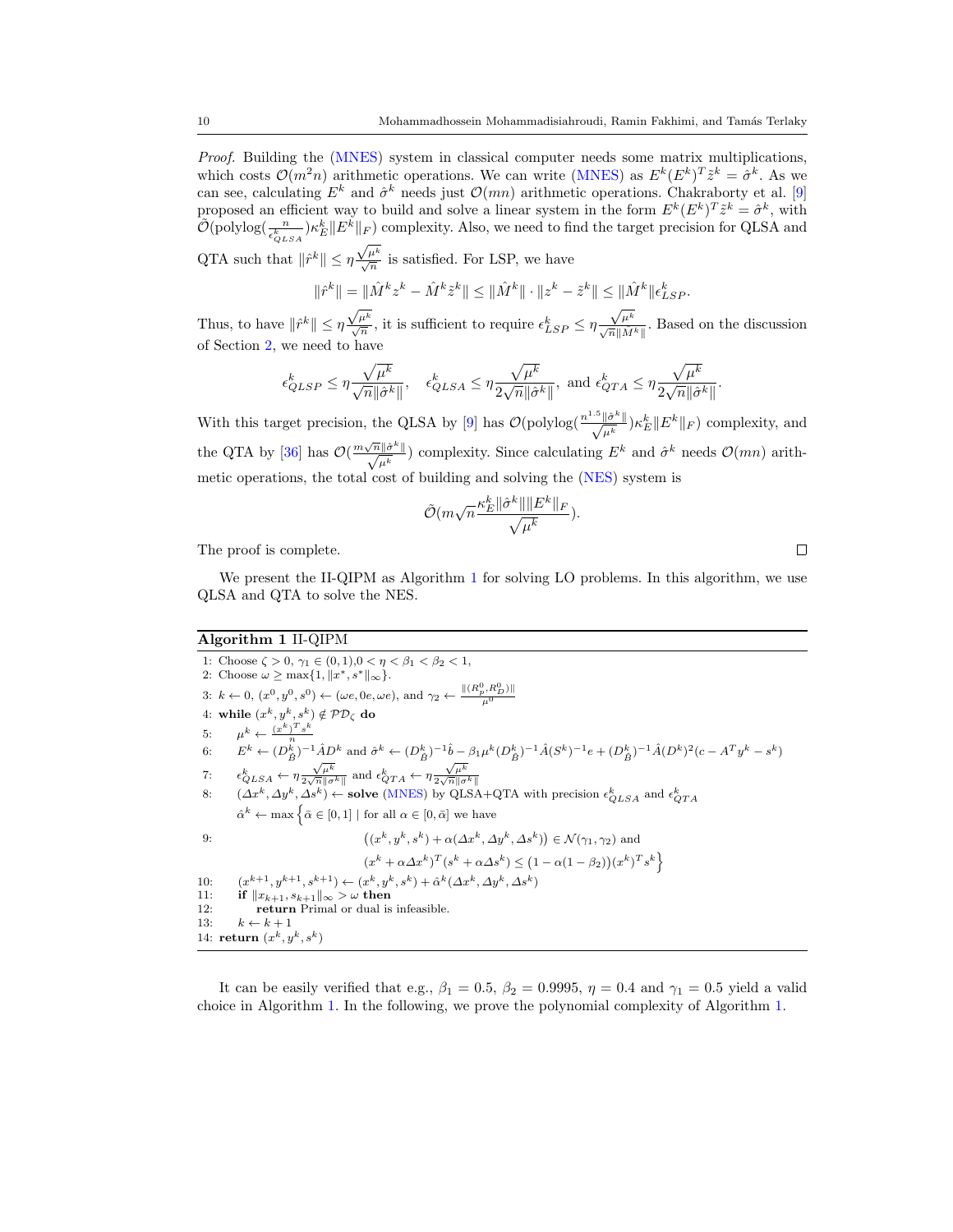*Proof.* Building the (MNES) system in classical computer needs some matrix multiplications, which costs $\mathcal{O}(m^2 n)$ arithmetic operations. We can write (MNES) as $E^k(E^k)^T\tilde{z}^k = \hat{\sigma}^k$. As we can see, calculating $E^k$ and $\hat{\sigma}^k$ needs just $\mathcal{O}(mn)$ arithmetic operations. Chakraborty et al. [9] proposed an efficient way to build and solve a linear system in the form $E^k(E^k)^T\tilde{z}^k = \hat{\sigma}^k$, with $\tilde{\mathcal{O}}(\text{polylog}(\frac{n}{\epsilon^k_{QLSA}})\kappa^k_E\|E^k\|_F)$ complexity. Also, we need to find the target precision for QLSA and QTA such that $\|\hat{r}^k\| \leq \eta\frac{\sqrt{\mu^k}}{\sqrt{n}}$ is satisfied. For LSP, we have

$$\|\hat{r}^k\| = \|\hat{M}^k z^k - \hat{M}^k\tilde{z}^k\| \leq \|\hat{M}^k\| \cdot \|z^k - \tilde{z}^k\| \leq \|\hat{M}^k\|\epsilon^k_{LSP}.$$

Thus, to have $\|\hat{r}^k\| \leq \eta\frac{\sqrt{\mu^k}}{\sqrt{n}}$, it is sufficient to require $\epsilon^k_{LSP} \leq \eta\frac{\sqrt{\mu^k}}{\sqrt{n}\|\hat{M}^k\|}$. Based on the discussion of Section 2, we need to have

$$\epsilon^k_{QLSP} \leq \eta\frac{\sqrt{\mu^k}}{\sqrt{n}\|\hat{\sigma}^k\|}, \quad \epsilon^k_{QLSA} \leq \eta\frac{\sqrt{\mu^k}}{2\sqrt{n}\|\hat{\sigma}^k\|}, \text{ and } \epsilon^k_{QTA} \leq \eta\frac{\sqrt{\mu^k}}{2\sqrt{n}\|\hat{\sigma}^k\|}.$$

With this target precision, the QLSA by [9] has $\mathcal{O}(\text{polylog}(\frac{n^{1.5}\|\hat{\sigma}^k\|}{\sqrt{\mu^k}})\kappa^k_E\|E^k\|_F)$ complexity, and the QTA by [36] has $\mathcal{O}(\frac{m\sqrt{n}\|\hat{\sigma}^k\|}{\sqrt{\mu^k}})$ complexity. Since calculating $E^k$ and $\hat{\sigma}^k$ needs $\mathcal{O}(mn)$ arithmetic operations, the total cost of building and solving the (NES) system is

$$\tilde{\mathcal{O}}(m\sqrt{n}\frac{\kappa^k_E\|\hat{\sigma}^k\|\|E^k\|_F}{\sqrt{\mu^k}}).$$

The proof is complete. □

We present the II-QIPM as Algorithm 1 for solving LO problems. In this algorithm, we use QLSA and QTA to solve the NES.

**Algorithm 1** II-QIPM

1: Choose $\zeta > 0$, $\gamma_1 \in (0,1)$, $0 < \eta < \beta_1 < \beta_2 < 1$,
2: Choose $\omega \geq \max\{1, \|x^*, s^*\|_\infty\}$.
3: $k \leftarrow 0$, $(x^0, y^0, s^0) \leftarrow (\omega e, 0e, \omega e)$, and $\gamma_2 \leftarrow \frac{\|(R^0_P, R^0_D)\|}{\mu^0}$
4: **while** $(x^k, y^k, s^k) \notin \mathcal{PD}_\zeta$ **do**
5: $\quad\mu^k \leftarrow \frac{(x^k)^T s^k}{n}$
6: $\quad E^k \leftarrow (D^k_{\hat{B}})^{-1}\hat{A}D^k$ and $\hat{\sigma}^k \leftarrow (D^k_{\hat{B}})^{-1}\hat{b} - \beta_1\mu^k(D^k_{\hat{B}})^{-1}\hat{A}(S^k)^{-1}e + (D^k_{\hat{B}})^{-1}\hat{A}(D^k)^2(c - A^T y^k - s^k)$
7: $\quad\epsilon^k_{QLSA} \leftarrow \eta\frac{\sqrt{\mu^k}}{2\sqrt{n}\|\sigma^k\|}$ and $\epsilon^k_{QTA} \leftarrow \eta\frac{\sqrt{\mu^k}}{2\sqrt{n}\|\sigma^k\|}$
8: $\quad(\Delta x^k, \Delta y^k, \Delta s^k) \leftarrow$ **solve** (MNES) by QLSA+QTA with precision $\epsilon^k_{QLSA}$ and $\epsilon^k_{QTA}$
9: $\quad\hat{\alpha}^k \leftarrow \max\Big\{\bar{\alpha} \in [0,1] \mid$ for all $\alpha \in [0, \bar{\alpha}]$ we have
$$\big((x^k, y^k, s^k) + \alpha(\Delta x^k, \Delta y^k, \Delta s^k)\big) \in \mathcal{N}(\gamma_1, \gamma_2) \text{ and}$$
$$(x^k + \alpha\Delta x^k)^T(s^k + \alpha\Delta s^k) \leq \big(1 - \alpha(1 - \beta_2)\big)(x^k)^T s^k\Big\}$$
10: $\quad(x^{k+1}, y^{k+1}, s^{k+1}) \leftarrow (x^k, y^k, s^k) + \hat{\alpha}^k(\Delta x^k, \Delta y^k, \Delta s^k)$
11: $\quad$**if** $\|x_{k+1}, s_{k+1}\|_\infty > \omega$ **then**
12: $\quad\quad$**return** Primal or dual is infeasible.
13: $\quad k \leftarrow k + 1$
14: **return** $(x^k, y^k, s^k)$

It can be easily verified that e.g., $\beta_1 = 0.5$, $\beta_2 = 0.9995$, $\eta = 0.4$ and $\gamma_1 = 0.5$ yield a valid choice in Algorithm 1. In the following, we prove the polynomial complexity of Algorithm 1.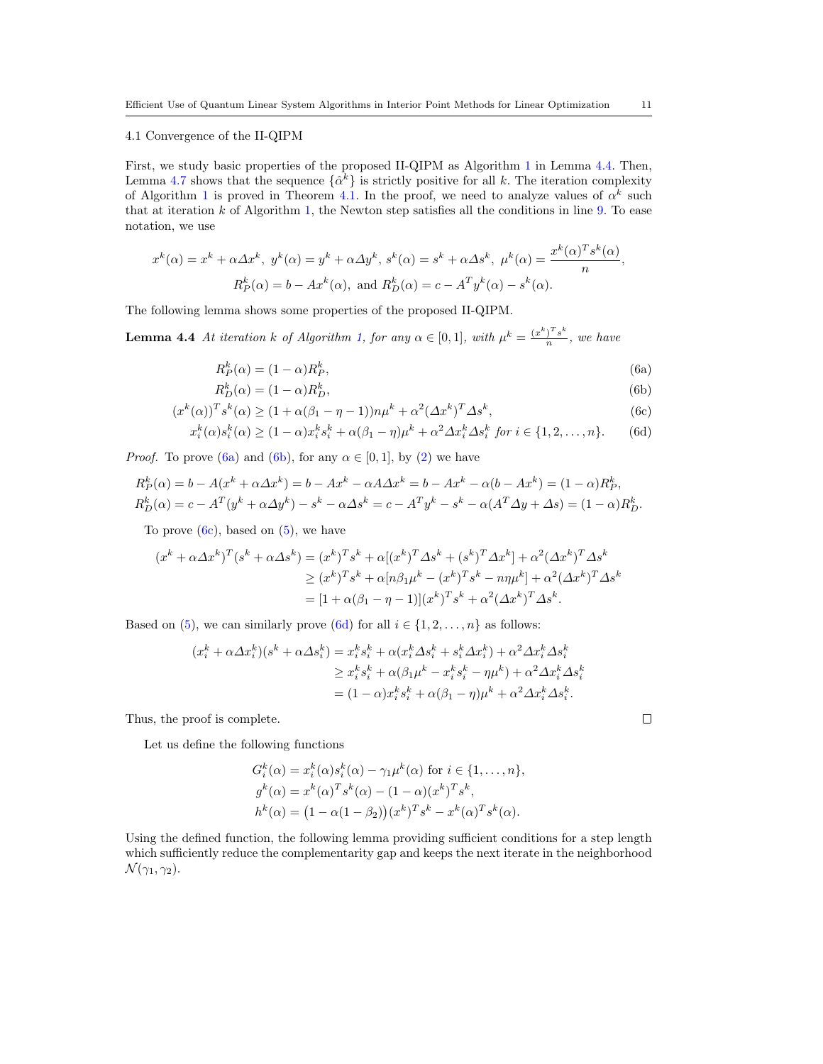### 4.1 Convergence of the II-QIPM

First, we study basic properties of the proposed II-QIPM as Algorithm 1 in Lemma 4.4. Then, Lemma 4.7 shows that the sequence $\{\hat{\alpha}^k\}$ is strictly positive for all $k$. The iteration complexity of Algorithm 1 is proved in Theorem 4.1. In the proof, we need to analyze values of $\alpha^k$ such that at iteration $k$ of Algorithm 1, the Newton step satisfies all the conditions in line 9. To ease notation, we use

$$
x^k(\alpha) = x^k + \alpha \Delta x^k,\ y^k(\alpha) = y^k + \alpha \Delta y^k,\ s^k(\alpha) = s^k + \alpha \Delta s^k,\ \mu^k(\alpha) = \frac{x^k(\alpha)^T s^k(\alpha)}{n},
$$
$$
R_P^k(\alpha) = b - Ax^k(\alpha),\ \text{and}\ R_D^k(\alpha) = c - A^T y^k(\alpha) - s^k(\alpha).
$$

The following lemma shows some properties of the proposed II-QIPM.

**Lemma 4.4** *At iteration $k$ of Algorithm 1, for any $\alpha \in [0,1]$, with $\mu^k = \frac{(x^k)^T s^k}{n}$, we have*

$$
R_P^k(\alpha) = (1-\alpha) R_P^k, \tag{6a}
$$
$$
R_D^k(\alpha) = (1-\alpha) R_D^k, \tag{6b}
$$
$$
(x^k(\alpha))^T s^k(\alpha) \geq (1 + \alpha(\beta_1 - \eta - 1)) n\mu^k + \alpha^2 (\Delta x^k)^T \Delta s^k, \tag{6c}
$$
$$
x_i^k(\alpha) s_i^k(\alpha) \geq (1-\alpha) x_i^k s_i^k + \alpha(\beta_1 - \eta)\mu^k + \alpha^2 \Delta x_i^k \Delta s_i^k \ \text{for}\ i \in \{1, 2, \ldots, n\}. \tag{6d}
$$

*Proof.* To prove (6a) and (6b), for any $\alpha \in [0,1]$, by (2) we have

$$
R_P^k(\alpha) = b - A(x^k + \alpha \Delta x^k) = b - Ax^k - \alpha A \Delta x^k = b - Ax^k - \alpha(b - Ax^k) = (1-\alpha) R_P^k,
$$
$$
R_D^k(\alpha) = c - A^T(y^k + \alpha \Delta y^k) - s^k - \alpha \Delta s^k = c - A^T y^k - s^k - \alpha(A^T \Delta y + \Delta s) = (1-\alpha) R_D^k.
$$

To prove (6c), based on (5), we have

$$
\begin{aligned}
(x^k + \alpha \Delta x^k)^T (s^k + \alpha \Delta s^k) &= (x^k)^T s^k + \alpha[(x^k)^T \Delta s^k + (s^k)^T \Delta x^k] + \alpha^2 (\Delta x^k)^T \Delta s^k \\
&\geq (x^k)^T s^k + \alpha[n\beta_1 \mu^k - (x^k)^T s^k - n\eta\mu^k] + \alpha^2 (\Delta x^k)^T \Delta s^k \\
&= [1 + \alpha(\beta_1 - \eta - 1)](x^k)^T s^k + \alpha^2 (\Delta x^k)^T \Delta s^k.
\end{aligned}
$$

Based on (5), we can similarly prove (6d) for all $i \in \{1, 2, \ldots, n\}$ as follows:

$$
\begin{aligned}
(x_i^k + \alpha \Delta x_i^k)(s^k + \alpha \Delta s_i^k) &= x_i^k s_i^k + \alpha(x_i^k \Delta s_i^k + s_i^k \Delta x_i^k) + \alpha^2 \Delta x_i^k \Delta s_i^k \\
&\geq x_i^k s_i^k + \alpha(\beta_1 \mu^k - x_i^k s_i^k - \eta\mu^k) + \alpha^2 \Delta x_i^k \Delta s_i^k \\
&= (1-\alpha) x_i^k s_i^k + \alpha(\beta_1 - \eta)\mu^k + \alpha^2 \Delta x_i^k \Delta s_i^k.
\end{aligned}
$$

Thus, the proof is complete. □

Let us define the following functions

$$
G_i^k(\alpha) = x_i^k(\alpha) s_i^k(\alpha) - \gamma_1 \mu^k(\alpha) \ \text{for}\ i \in \{1, \ldots, n\},
$$
$$
g^k(\alpha) = x^k(\alpha)^T s^k(\alpha) - (1-\alpha)(x^k)^T s^k,
$$
$$
h^k(\alpha) = \big(1 - \alpha(1 - \beta_2)\big)(x^k)^T s^k - x^k(\alpha)^T s^k(\alpha).
$$

Using the defined function, the following lemma providing sufficient conditions for a step length which sufficiently reduce the complementarity gap and keeps the next iterate in the neighborhood $\mathcal{N}(\gamma_1, \gamma_2)$.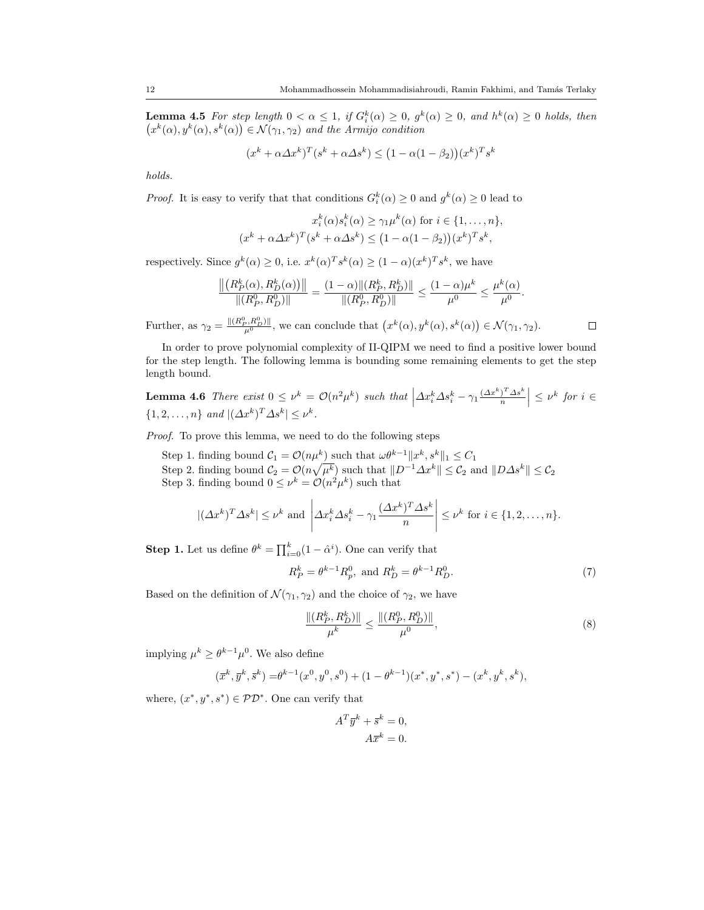**Lemma 4.5** *For step length $0 < \alpha \leq 1$, if $G_i^k(\alpha) \geq 0$, $g^k(\alpha) \geq 0$, and $h^k(\alpha) \geq 0$ holds, then $\big(x^k(\alpha), y^k(\alpha), s^k(\alpha)\big) \in \mathcal{N}(\gamma_1, \gamma_2)$ and the Armijo condition*

$$(x^k + \alpha \Delta x^k)^T (s^k + \alpha \Delta s^k) \leq \big(1 - \alpha(1 - \beta_2)\big)(x^k)^T s^k$$

*holds.*

*Proof.* It is easy to verify that that conditions $G_i^k(\alpha) \geq 0$ and $g^k(\alpha) \geq 0$ lead to

$$x_i^k(\alpha) s_i^k(\alpha) \geq \gamma_1 \mu^k(\alpha) \text{ for } i \in \{1, \dots, n\},$$
$$(x^k + \alpha \Delta x^k)^T (s^k + \alpha \Delta s^k) \leq \big(1 - \alpha(1 - \beta_2)\big)(x^k)^T s^k,$$

respectively. Since $g^k(\alpha) \geq 0$, i.e. $x^k(\alpha)^T s^k(\alpha) \geq (1 - \alpha)(x^k)^T s^k$, we have

$$\frac{\big\|\big(R_P^k(\alpha), R_D^k(\alpha)\big)\big\|}{\|(R_P^0, R_D^0)\|} = \frac{(1 - \alpha)\|(R_P^k, R_D^k)\|}{\|(R_P^0, R_D^0)\|} \leq \frac{(1 - \alpha)\mu^k}{\mu^0} \leq \frac{\mu^k(\alpha)}{\mu^0}.$$

Further, as $\gamma_2 = \frac{\|(R_P^0, R_D^0)\|}{\mu^0}$, we can conclude that $\big(x^k(\alpha), y^k(\alpha), s^k(\alpha)\big) \in \mathcal{N}(\gamma_1, \gamma_2)$. $\square$

In order to prove polynomial complexity of II-QIPM we need to find a positive lower bound for the step length. The following lemma is bounding some remaining elements to get the step length bound.

**Lemma 4.6** *There exist $0 \leq \nu^k = \mathcal{O}(n^2 \mu^k)$ such that $\left|\Delta x_i^k \Delta s_i^k - \gamma_1 \frac{(\Delta x^k)^T \Delta s^k}{n}\right| \leq \nu^k$ for $i \in \{1, 2, \dots, n\}$ and $|(\Delta x^k)^T \Delta s^k| \leq \nu^k$.*

*Proof.* To prove this lemma, we need to do the following steps

Step 1. finding bound $\mathcal{C}_1 = \mathcal{O}(n\mu^k)$ such that $\omega \theta^{k-1} \|x^k, s^k\|_1 \leq C_1$
Step 2. finding bound $\mathcal{C}_2 = \mathcal{O}(n\sqrt{\mu^k})$ such that $\|D^{-1} \Delta x^k\| \leq \mathcal{C}_2$ and $\|D \Delta s^k\| \leq \mathcal{C}_2$
Step 3. finding bound $0 \leq \nu^k = \mathcal{O}(n^2 \mu^k)$ such that

$$|(\Delta x^k)^T \Delta s^k| \leq \nu^k \text{ and } \left|\Delta x_i^k \Delta s_i^k - \gamma_1 \frac{(\Delta x^k)^T \Delta s^k}{n}\right| \leq \nu^k \text{ for } i \in \{1, 2, \dots, n\}.$$

**Step 1.** Let us define $\theta^k = \prod_{i=0}^k (1 - \hat{\alpha}^i)$. One can verify that

$$R_P^k = \theta^{k-1} R_p^0, \text{ and } R_D^k = \theta^{k-1} R_D^0. \tag{7}$$

Based on the definition of $\mathcal{N}(\gamma_1, \gamma_2)$ and the choice of $\gamma_2$, we have

$$\frac{\|(R_P^k, R_D^k)\|}{\mu^k} \leq \frac{\|(R_P^0, R_D^0)\|}{\mu^0}, \tag{8}$$

implying $\mu^k \geq \theta^{k-1} \mu^0$. We also define

$$(\overline{x}^k, \overline{y}^k, \overline{s}^k) = \theta^{k-1}(x^0, y^0, s^0) + (1 - \theta^{k-1})(x^*, y^*, s^*) - (x^k, y^k, s^k),$$

where, $(x^*, y^*, s^*) \in \mathcal{PD}^*$. One can verify that

$$A^T \overline{y}^k + \overline{s}^k = 0,$$
$$A \overline{x}^k = 0.$$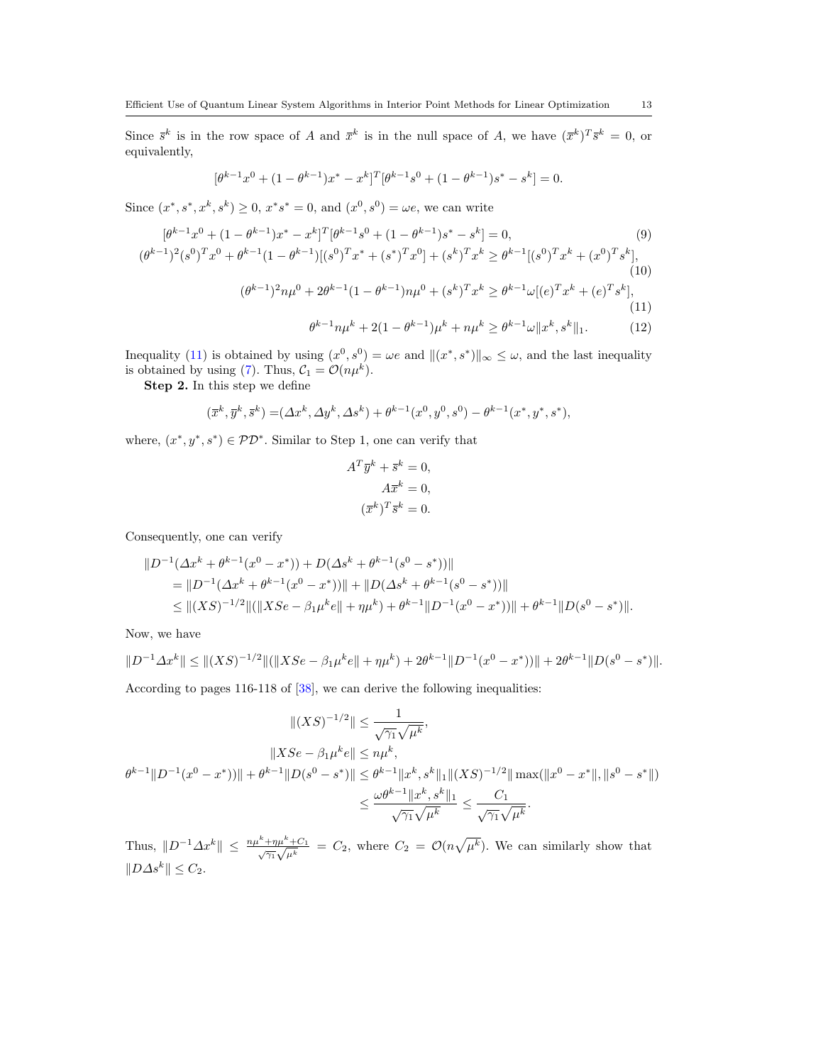Since $\bar{s}^k$ is in the row space of $A$ and $\bar{x}^k$ is in the null space of $A$, we have $(\bar{x}^k)^T\bar{s}^k = 0$, or equivalently,

$$[\theta^{k-1}x^0 + (1-\theta^{k-1})x^* - x^k]^T[\theta^{k-1}s^0 + (1-\theta^{k-1})s^* - s^k] = 0.$$

Since $(x^*, s^*, x^k, s^k) \geq 0$, $x^*s^* = 0$, and $(x^0, s^0) = \omega e$, we can write

$$[\theta^{k-1}x^0 + (1-\theta^{k-1})x^* - x^k]^T[\theta^{k-1}s^0 + (1-\theta^{k-1})s^* - s^k] = 0, \tag{9}$$

$$(\theta^{k-1})^2(s^0)^Tx^0 + \theta^{k-1}(1-\theta^{k-1})[(s^0)^Tx^* + (s^*)^Tx^0] + (s^k)^Tx^k \geq \theta^{k-1}[(s^0)^Tx^k + (x^0)^Ts^k], \tag{10}$$

$$(\theta^{k-1})^2 n\mu^0 + 2\theta^{k-1}(1-\theta^{k-1})n\mu^0 + (s^k)^Tx^k \geq \theta^{k-1}\omega[(e)^Tx^k + (e)^Ts^k], \tag{11}$$

$$\theta^{k-1}n\mu^k + 2(1-\theta^{k-1})\mu^k + n\mu^k \geq \theta^{k-1}\omega\|x^k, s^k\|_1. \tag{12}$$

Inequality (11) is obtained by using $(x^0, s^0) = \omega e$ and $\|(x^*, s^*)\|_\infty \leq \omega$, and the last inequality is obtained by using (7). Thus, $\mathcal{C}_1 = \mathcal{O}(n\mu^k)$.

**Step 2.** In this step we define

$$(\bar{x}^k, \bar{y}^k, \bar{s}^k) = (\Delta x^k, \Delta y^k, \Delta s^k) + \theta^{k-1}(x^0, y^0, s^0) - \theta^{k-1}(x^*, y^*, s^*),$$

where, $(x^*, y^*, s^*) \in \mathcal{PD}^*$. Similar to Step 1, one can verify that

$$\begin{aligned} A^T\bar{y}^k + \bar{s}^k &= 0, \\ A\bar{x}^k &= 0, \\ (\bar{x}^k)^T\bar{s}^k &= 0. \end{aligned}$$

Consequently, one can verify

$$\begin{aligned} &\|D^{-1}(\Delta x^k + \theta^{k-1}(x^0 - x^*)) + D(\Delta s^k + \theta^{k-1}(s^0 - s^*))\| \\ &= \|D^{-1}(\Delta x^k + \theta^{k-1}(x^0 - x^*))\| + \|D(\Delta s^k + \theta^{k-1}(s^0 - s^*))\| \\ &\leq \|(XS)^{-1/2}\|(\|XSe - \beta_1\mu^k e\| + \eta\mu^k) + \theta^{k-1}\|D^{-1}(x^0 - x^*))\| + \theta^{k-1}\|D(s^0 - s^*)\|. \end{aligned}$$

Now, we have

$$\|D^{-1}\Delta x^k\| \leq \|(XS)^{-1/2}\|(\|XSe - \beta_1\mu^k e\| + \eta\mu^k) + 2\theta^{k-1}\|D^{-1}(x^0 - x^*))\| + 2\theta^{k-1}\|D(s^0 - s^*)\|.$$

According to pages 116-118 of [38], we can derive the following inequalities:

$$\begin{aligned} \|(XS)^{-1/2}\| &\leq \frac{1}{\sqrt{\gamma_1}\sqrt{\mu^k}}, \\ \|XSe - \beta_1\mu^k e\| &\leq n\mu^k, \\ \theta^{k-1}\|D^{-1}(x^0 - x^*))\| + \theta^{k-1}\|D(s^0 - s^*)\| &\leq \theta^{k-1}\|x^k, s^k\|_1\|(XS)^{-1/2}\|\max(\|x^0 - x^*\|, \|s^0 - s^*\|) \\ &\leq \frac{\omega\theta^{k-1}\|x^k, s^k\|_1}{\sqrt{\gamma_1}\sqrt{\mu^k}} \leq \frac{C_1}{\sqrt{\gamma_1}\sqrt{\mu^k}}. \end{aligned}$$

Thus, $\|D^{-1}\Delta x^k\| \leq \frac{n\mu^k + \eta\mu^k + C_1}{\sqrt{\gamma_1}\sqrt{\mu^k}} = C_2$, where $C_2 = \mathcal{O}(n\sqrt{\mu^k})$. We can similarly show that $\|D\Delta s^k\| \leq C_2$.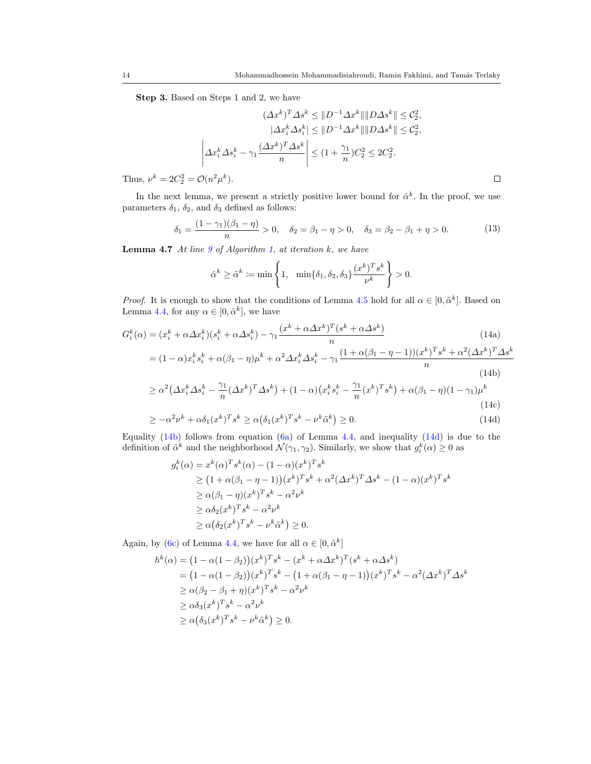**Step 3.** Based on Steps 1 and 2, we have

$$
\begin{aligned}
(\Delta x^k)^T \Delta s^k &\leq \|D^{-1}\Delta x^k\| \|D\Delta s^k\| \leq \mathcal{C}_2^2, \\
|\Delta x_i^k \Delta s_i^k| &\leq \|D^{-1}\Delta x^k\| \|D\Delta s^k\| \leq \mathcal{C}_2^2, \\
\left| \Delta x_i^k \Delta s_i^k - \gamma_1 \frac{(\Delta x^k)^T \Delta s^k}{n} \right| &\leq (1 + \frac{\gamma_1}{n}) C_2^2 \leq 2C_2^2.
\end{aligned}
$$

Thus, $\nu^k = 2C_2^2 = \mathcal{O}(n^2 \mu^k)$. ◻

In the next lemma, we present a strictly positive lower bound for $\hat{\alpha}^k$. In the proof, we use parameters $\delta_1$, $\delta_2$, and $\delta_3$ defined as follows:

$$
\delta_1 = \frac{(1-\gamma_1)(\beta_1 - \eta)}{n} > 0, \quad \delta_2 = \beta_1 - \eta > 0, \quad \delta_3 = \beta_2 - \beta_1 + \eta > 0. \tag{13}
$$

**Lemma 4.7** *At line 9 of Algorithm 1, at iteration k, we have*

$$
\hat{\alpha}^k \geq \tilde{\alpha}^k \coloneqq \min \left\{ 1, \quad \min\{\delta_1, \delta_2, \delta_3\} \frac{(x^k)^T s^k}{\nu^k} \right\} > 0.
$$

*Proof.* It is enough to show that the conditions of Lemma 4.5 hold for all $\alpha \in [0, \tilde{\alpha}^k]$. Based on Lemma 4.4, for any $\alpha \in [0, \tilde{\alpha}^k]$, we have

$$
\begin{aligned}
G_i^k(\alpha) &= (x_i^k + \alpha \Delta x_i^k)(s_i^k + \alpha \Delta s_i^k) - \gamma_1 \frac{(x^k + \alpha \Delta x^k)^T (s^k + \alpha \Delta s^k)}{n} && \text{(14a)} \\
&= (1-\alpha) x_i^k s_i^k + \alpha(\beta_1 - \eta)\mu^k + \alpha^2 \Delta x_i^k \Delta s_i^k - \gamma_1 \frac{(1 + \alpha(\beta_1 - \eta - 1))(x^k)^T s^k + \alpha^2 (\Delta x^k)^T \Delta s^k}{n} && \text{(14b)} \\
&\geq \alpha^2 \big( \Delta x_i^k \Delta s_i^k - \frac{\gamma_1}{n} (\Delta x^k)^T \Delta s^k \big) + (1-\alpha)\big( x_i^k s_i^k - \frac{\gamma_1}{n} (x^k)^T s^k \big) + \alpha(\beta_1 - \eta)(1-\gamma_1)\mu^k && \text{(14c)} \\
&\geq -\alpha^2 \nu^k + \alpha \delta_1 (x^k)^T s^k \geq \alpha \big( \delta_1 (x^k)^T s^k - \nu^k \tilde{\alpha}^k \big) \geq 0. && \text{(14d)}
\end{aligned}
$$

Equality (14b) follows from equation (6a) of Lemma 4.4, and inequality (14d) is due to the definition of $\tilde{\alpha}^k$ and the neighborhood $\mathcal{N}(\gamma_1, \gamma_2)$. Similarly, we show that $g_i^k(\alpha) \geq 0$ as

$$
\begin{aligned}
g_i^k(\alpha) &= x^k(\alpha)^T s^k(\alpha) - (1-\alpha)(x^k)^T s^k \\
&\geq \big( 1 + \alpha(\beta_1 - \eta - 1) \big)(x^k)^T s^k + \alpha^2 (\Delta x^k)^T \Delta s^k - (1-\alpha)(x^k)^T s^k \\
&\geq \alpha(\beta_1 - \eta)(x^k)^T s^k - \alpha^2 \nu^k \\
&\geq \alpha \delta_2 (x^k)^T s^k - \alpha^2 \nu^k \\
&\geq \alpha \big( \delta_2 (x^k)^T s^k - \nu^k \tilde{\alpha}^k \big) \geq 0.
\end{aligned}
$$

Again, by (6c) of Lemma 4.4, we have for all $\alpha \in [0, \tilde{\alpha}^k]$

$$
\begin{aligned}
h^k(\alpha) &= \big( 1 - \alpha(1-\beta_2) \big)(x^k)^T s^k - (x^k + \alpha \Delta x^k)^T (s^k + \alpha \Delta s^k) \\
&= \big( 1 - \alpha(1-\beta_2) \big)(x^k)^T s^k - \big( 1 + \alpha(\beta_1 - \eta - 1) \big)(x^k)^T s^k - \alpha^2 (\Delta x^k)^T \Delta s^k \\
&\geq \alpha(\beta_2 - \beta_1 + \eta)(x^k)^T s^k - \alpha^2 \nu^k \\
&\geq \alpha \delta_3 (x^k)^T s^k - \alpha^2 \nu^k \\
&\geq \alpha \big( \delta_3 (x^k)^T s^k - \nu^k \tilde{\alpha}^k \big) \geq 0.
\end{aligned}
$$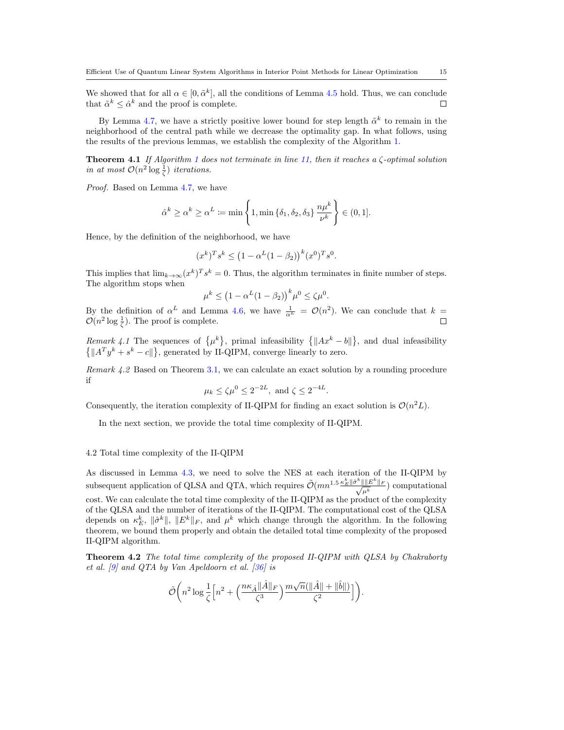We showed that for all $\alpha \in [0, \tilde{\alpha}^k]$, all the conditions of Lemma 4.5 hold. Thus, we can conclude that $\tilde{\alpha}^k \leq \hat{\alpha}^k$ and the proof is complete. □

By Lemma 4.7, we have a strictly positive lower bound for step length $\tilde{\alpha}^k$ to remain in the neighborhood of the central path while we decrease the optimality gap. In what follows, using the results of the previous lemmas, we establish the complexity of the Algorithm 1.

**Theorem 4.1** *If Algorithm 1 does not terminate in line 11, then it reaches a $\zeta$-optimal solution in at most $\mathcal{O}(n^2 \log \frac{1}{\zeta})$ iterations.*

*Proof.* Based on Lemma 4.7, we have

$$\hat{\alpha}^k \geq \alpha^k \geq \alpha^L \coloneqq \min\left\{1, \min\left\{\delta_1, \delta_2, \delta_3\right\} \frac{n\mu^k}{\nu^k}\right\} \in (0, 1].$$

Hence, by the definition of the neighborhood, we have

$$(x^k)^T s^k \leq \left(1 - \alpha^L(1-\beta_2)\right)^k (x^0)^T s^0.$$

This implies that $\lim_{k\to\infty}(x^k)^T s^k = 0$. Thus, the algorithm terminates in finite number of steps. The algorithm stops when

$$\mu^k \leq \left(1 - \alpha^L(1-\beta_2)\right)^k \mu^0 \leq \zeta\mu^0.$$

By the definition of $\alpha^L$ and Lemma 4.6, we have $\frac{1}{\alpha^L} = \mathcal{O}(n^2)$. We can conclude that $k = \mathcal{O}(n^2 \log \frac{1}{\zeta})$. The proof is complete. □

*Remark 4.1* The sequences of $\left\{\mu^k\right\}$, primal infeasibility $\left\{\|Ax^k - b\|\right\}$, and dual infeasibility $\left\{\|A^T y^k + s^k - c\|\right\}$, generated by II-QIPM, converge linearly to zero.

*Remark 4.2* Based on Theorem 3.1, we can calculate an exact solution by a rounding procedure if

$$\mu_k \leq \zeta\mu^0 \leq 2^{-2L}, \text{ and } \zeta \leq 2^{-4L}.$$

Consequently, the iteration complexity of II-QIPM for finding an exact solution is $\mathcal{O}(n^2 L)$.

In the next section, we provide the total time complexity of II-QIPM.

## 4.2 Total time complexity of the II-QIPM

As discussed in Lemma 4.3, we need to solve the NES at each iteration of the II-QIPM by subsequent application of QLSA and QTA, which requires $\tilde{\mathcal{O}}(mn^{1.5} \frac{\kappa_E^k \|\hat{\sigma}^k\| \|E^k\|_F}{\sqrt{\mu^k}})$ computational cost. We can calculate the total time complexity of the II-QIPM as the product of the complexity of the QLSA and the number of iterations of the II-QIPM. The computational cost of the QLSA depends on $\kappa_E^k$, $\|\hat{\sigma}^k\|$, $\|E^k\|_F$, and $\mu^k$ which change through the algorithm. In the following theorem, we bound them properly and obtain the detailed total time complexity of the proposed II-QIPM algorithm.

**Theorem 4.2** *The total time complexity of the proposed II-QIPM with QLSA by Chakraborty et al. [9] and QTA by Van Apeldoorn et al. [36] is*

$$\tilde{\mathcal{O}}\left(n^2 \log \frac{1}{\zeta}\Big[n^2 + \Big(\frac{n\kappa_{\hat{A}}\|\hat{A}\|_F}{\zeta^3}\Big)\frac{m\sqrt{n}(\|\hat{A}\| + \|\hat{b}\|)}{\zeta^2}\Big]\right).$$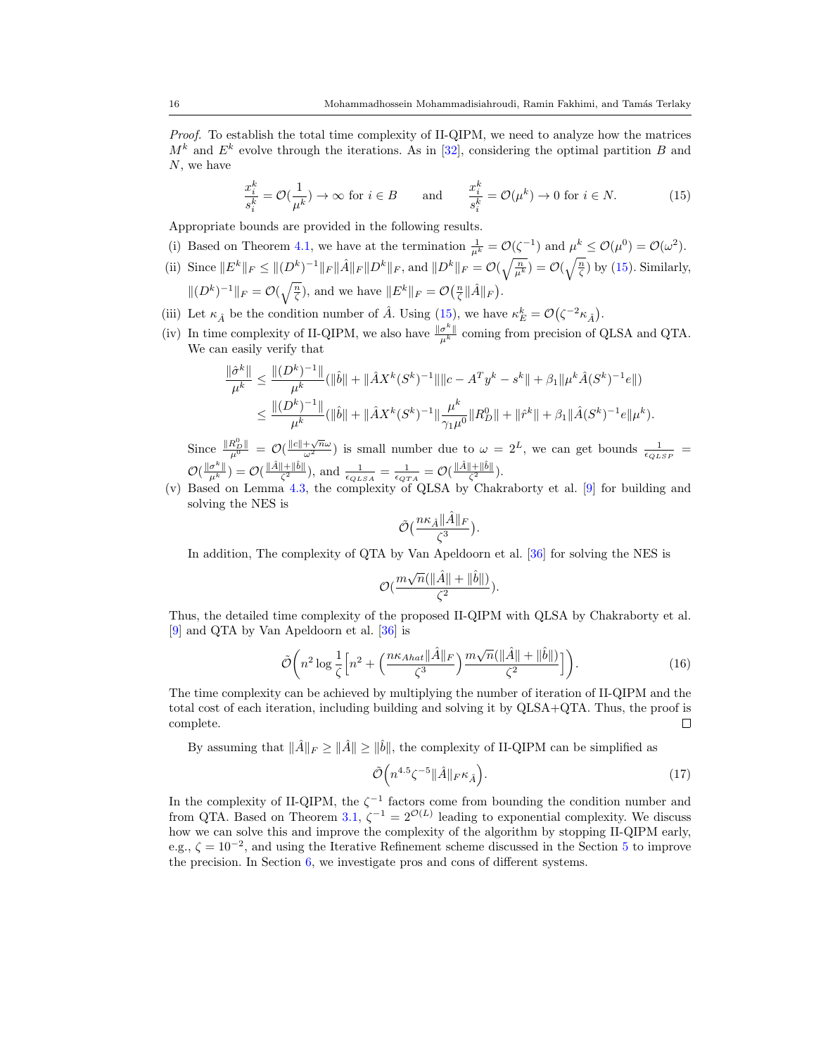*Proof.* To establish the total time complexity of II-QIPM, we need to analyze how the matrices $M^k$ and $E^k$ evolve through the iterations. As in [32], considering the optimal partition $B$ and $N$, we have

$$\frac{x_i^k}{s_i^k} = \mathcal{O}(\frac{1}{\mu^k}) \to \infty \text{ for } i \in B \qquad \text{and} \qquad \frac{x_i^k}{s_i^k} = \mathcal{O}(\mu^k) \to 0 \text{ for } i \in N. \tag{15}$$

Appropriate bounds are provided in the following results.

(i) Based on Theorem 4.1, we have at the termination $\frac{1}{\mu^k} = \mathcal{O}(\zeta^{-1})$ and $\mu^k \leq \mathcal{O}(\mu^0) = \mathcal{O}(\omega^2)$.

(ii) Since $\|E^k\|_F \leq \|(D^k)^{-1}\|_F \|\hat{A}\|_F \|D^k\|_F$, and $\|D^k\|_F = \mathcal{O}(\sqrt{\frac{n}{\mu^k}}) = \mathcal{O}(\sqrt{\frac{n}{\zeta}})$ by (15). Similarly, $\|(D^k)^{-1}\|_F = \mathcal{O}(\sqrt{\frac{n}{\zeta}})$, and we have $\|E^k\|_F = \mathcal{O}\big(\frac{n}{\zeta}\|\hat{A}\|_F\big)$.

(iii) Let $\kappa_{\hat{A}}$ be the condition number of $\hat{A}$. Using (15), we have $\kappa_E^k = \mathcal{O}\big(\zeta^{-2}\kappa_{\hat{A}}\big)$.

(iv) In time complexity of II-QIPM, we also have $\frac{\|\sigma^k\|}{\mu^k}$ coming from precision of QLSA and QTA. We can easily verify that

$$\begin{aligned}
\frac{\|\hat{\sigma}^k\|}{\mu^k} &\leq \frac{\|(D^k)^{-1}\|}{\mu^k}(\|\hat{b}\| + \|\hat{A}X^k(S^k)^{-1}\|\|c - A^T y^k - s^k\| + \beta_1\|\mu^k \hat{A}(S^k)^{-1}e\|) \\
&\leq \frac{\|(D^k)^{-1}\|}{\mu^k}(\|\hat{b}\| + \|\hat{A}X^k(S^k)^{-1}\|\frac{\mu^k}{\gamma_1\mu^0}\|R_D^0\| + \|\hat{r}^k\| + \beta_1\|\hat{A}(S^k)^{-1}e\|\mu^k).
\end{aligned}$$

Since $\frac{\|R_D^0\|}{\mu^0} = \mathcal{O}(\frac{\|c\|+\sqrt{n}\omega}{\omega^2})$ is small number due to $\omega = 2^L$, we can get bounds $\frac{1}{\epsilon_{QLSP}} = \mathcal{O}(\frac{\|\sigma^k\|}{\mu^k}) = \mathcal{O}(\frac{\|\hat{A}\|+\|\hat{b}\|}{\zeta^2})$, and $\frac{1}{\epsilon_{QLSA}} = \frac{1}{\epsilon_{QTA}} = \mathcal{O}(\frac{\|\hat{A}\|+\|\hat{b}\|}{\zeta^2})$.

(v) Based on Lemma 4.3, the complexity of QLSA by Chakraborty et al. [9] for building and solving the NES is

$$\tilde{\mathcal{O}}\big(\frac{n\kappa_{\hat{A}}\|\hat{A}\|_F}{\zeta^3}\big).$$

In addition, The complexity of QTA by Van Apeldoorn et al. [36] for solving the NES is

$$\mathcal{O}(\frac{m\sqrt{n}(\|\hat{A}\| + \|\hat{b}\|)}{\zeta^2}).$$

Thus, the detailed time complexity of the proposed II-QIPM with QLSA by Chakraborty et al. [9] and QTA by Van Apeldoorn et al. [36] is

$$\tilde{\mathcal{O}}\bigg(n^2 \log\frac{1}{\zeta}\Big[n^2 + \Big(\frac{n\kappa_{Ahat}\|\hat{A}\|_F}{\zeta^3}\Big)\frac{m\sqrt{n}(\|\hat{A}\| + \|\hat{b}\|)}{\zeta^2}\Big]\bigg). \tag{16}$$

The time complexity can be achieved by multiplying the number of iteration of II-QIPM and the total cost of each iteration, including building and solving it by QLSA+QTA. Thus, the proof is complete. $\square$

By assuming that $\|\hat{A}\|_F \geq \|\hat{A}\| \geq \|\hat{b}\|$, the complexity of II-QIPM can be simplified as

$$\tilde{\mathcal{O}}\Big(n^{4.5}\zeta^{-5}\|\hat{A}\|_F\kappa_{\hat{A}}\Big). \tag{17}$$

In the complexity of II-QIPM, the $\zeta^{-1}$ factors come from bounding the condition number and from QTA. Based on Theorem 3.1, $\zeta^{-1} = 2^{\mathcal{O}(L)}$ leading to exponential complexity. We discuss how we can solve this and improve the complexity of the algorithm by stopping II-QIPM early, e.g., $\zeta = 10^{-2}$, and using the Iterative Refinement scheme discussed in the Section 5 to improve the precision. In Section 6, we investigate pros and cons of different systems.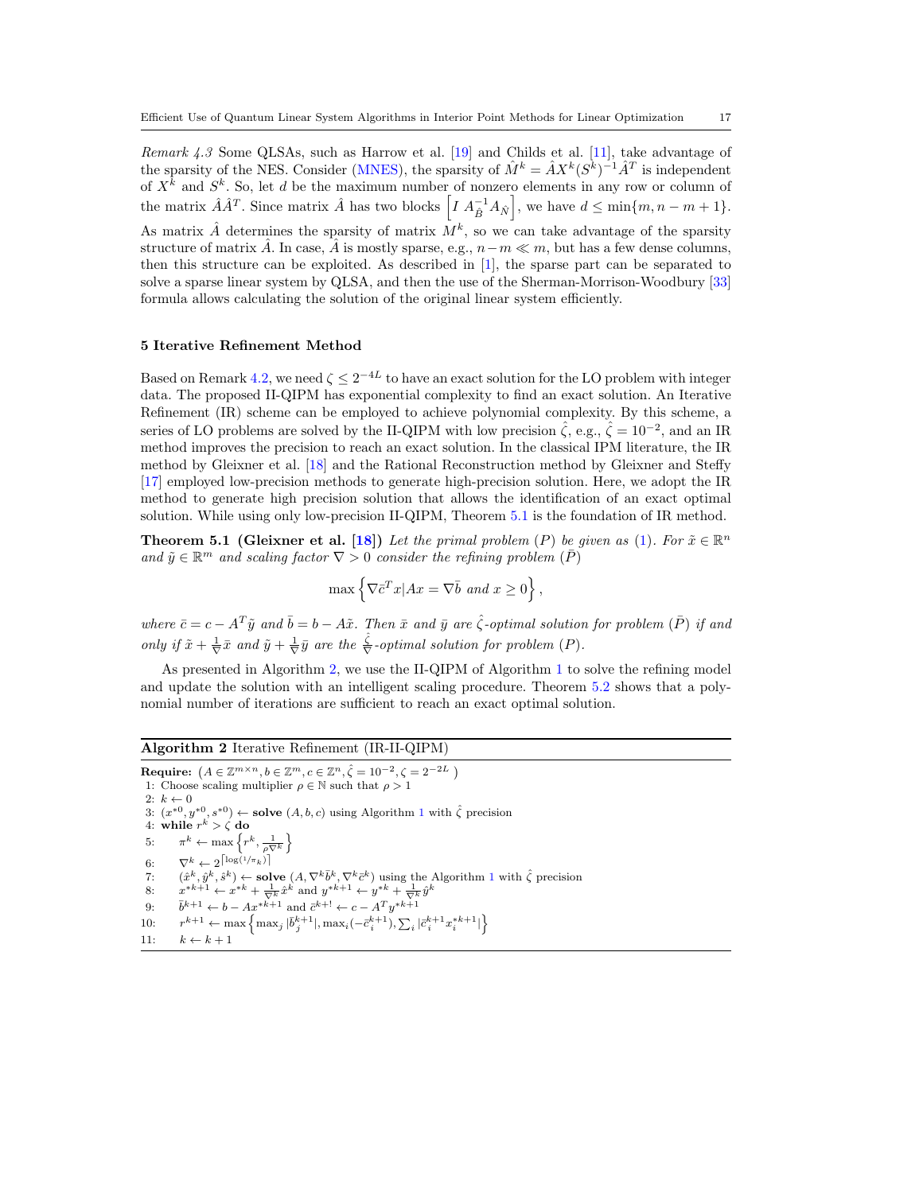*Remark 4.3* Some QLSAs, such as Harrow et al. [19] and Childs et al. [11], take advantage of the sparsity of the NES. Consider (MNES), the sparsity of $\hat{M}^k = \hat{A}X^k(S^k)^{-1}\hat{A}^T$ is independent of $X^k$ and $S^k$. So, let $d$ be the maximum number of nonzero elements in any row or column of the matrix $\hat{A}\hat{A}^T$. Since matrix $\hat{A}$ has two blocks $\left[I \; A_{\hat{B}}^{-1}A_{\hat{N}}\right]$, we have $d \leq \min\{m, n-m+1\}$. As matrix $\hat{A}$ determines the sparsity of matrix $M^k$, so we can take advantage of the sparsity structure of matrix $\hat{A}$. In case, $\hat{A}$ is mostly sparse, e.g., $n-m \ll m$, but has a few dense columns, then this structure can be exploited. As described in [1], the sparse part can be separated to solve a sparse linear system by QLSA, and then the use of the Sherman-Morrison-Woodbury [33] formula allows calculating the solution of the original linear system efficiently.

## 5 Iterative Refinement Method

Based on Remark 4.2, we need $\zeta \leq 2^{-4L}$ to have an exact solution for the LO problem with integer data. The proposed II-QIPM has exponential complexity to find an exact solution. An Iterative Refinement (IR) scheme can be employed to achieve polynomial complexity. By this scheme, a series of LO problems are solved by the II-QIPM with low precision $\hat{\zeta}$, e.g., $\hat{\zeta} = 10^{-2}$, and an IR method improves the precision to reach an exact solution. In the classical IPM literature, the IR method by Gleixner et al. [18] and the Rational Reconstruction method by Gleixner and Steffy [17] employed low-precision methods to generate high-precision solution. Here, we adopt the IR method to generate high precision solution that allows the identification of an exact optimal solution. While using only low-precision II-QIPM, Theorem 5.1 is the foundation of IR method.

**Theorem 5.1 (Gleixner et al. [18])** *Let the primal problem $(P)$ be given as (1). For $\tilde{x} \in \mathbb{R}^n$ and $\tilde{y} \in \mathbb{R}^m$ and scaling factor $\nabla > 0$ consider the refining problem $(\bar{P})$*

$$\max \left\{ \nabla \bar{c}^T x | Ax = \nabla \bar{b} \text{ and } x \geq 0 \right\},$$

*where $\bar{c} = c - A^T\tilde{y}$ and $\bar{b} = b - A\tilde{x}$. Then $\bar{x}$ and $\bar{y}$ are $\hat{\zeta}$-optimal solution for problem $(\bar{P})$ if and only if $\tilde{x} + \frac{1}{\nabla}\bar{x}$ and $\tilde{y} + \frac{1}{\nabla}\bar{y}$ are the $\frac{\hat{\zeta}}{\nabla}$-optimal solution for problem $(P)$.*

As presented in Algorithm 2, we use the II-QIPM of Algorithm 1 to solve the refining model and update the solution with an intelligent scaling procedure. Theorem 5.2 shows that a polynomial number of iterations are sufficient to reach an exact optimal solution.

**Algorithm 2** Iterative Refinement (IR-II-QIPM)

**Require:** $(A \in \mathbb{Z}^{m\times n}, b \in \mathbb{Z}^m, c \in \mathbb{Z}^n, \hat{\zeta} = 10^{-2}, \zeta = 2^{-2L})$

1: Choose scaling multiplier $\rho \in \mathbb{N}$ such that $\rho > 1$
2: $k \leftarrow 0$
3: $(x^{*0}, y^{*0}, s^{*0}) \leftarrow$ **solve** $(A, b, c)$ using Algorithm 1 with $\hat{\zeta}$ precision
4: **while** $r^k > \zeta$ **do**
5: $\quad \pi^k \leftarrow \max\left\{r^k, \frac{1}{\rho\nabla^k}\right\}$
6: $\quad \nabla^k \leftarrow 2^{\lceil \log(1/\pi_k) \rceil}$
7: $\quad (\hat{x}^k, \hat{y}^k, \hat{s}^k) \leftarrow$ **solve** $(A, \nabla^k\bar{b}^k, \nabla^k\bar{c}^k)$ using the Algorithm 1 with $\hat{\zeta}$ precision
8: $\quad x^{*k+1} \leftarrow x^{*k} + \frac{1}{\nabla^k}\hat{x}^k$ and $y^{*k+1} \leftarrow y^{*k} + \frac{1}{\nabla^k}\hat{y}^k$
9: $\quad \bar{b}^{k+1} \leftarrow b - Ax^{*k+1}$ and $\bar{c}^{k+!} \leftarrow c - A^T y^{*k+1}$
10: $\quad r^{k+1} \leftarrow \max\left\{\max_j |\bar{b}_j^{k+1}|, \max_i(-\bar{c}_i^{k+1}), \sum_i |\bar{c}_i^{k+1} x_i^{*k+1}|\right\}$
11: $\quad k \leftarrow k+1$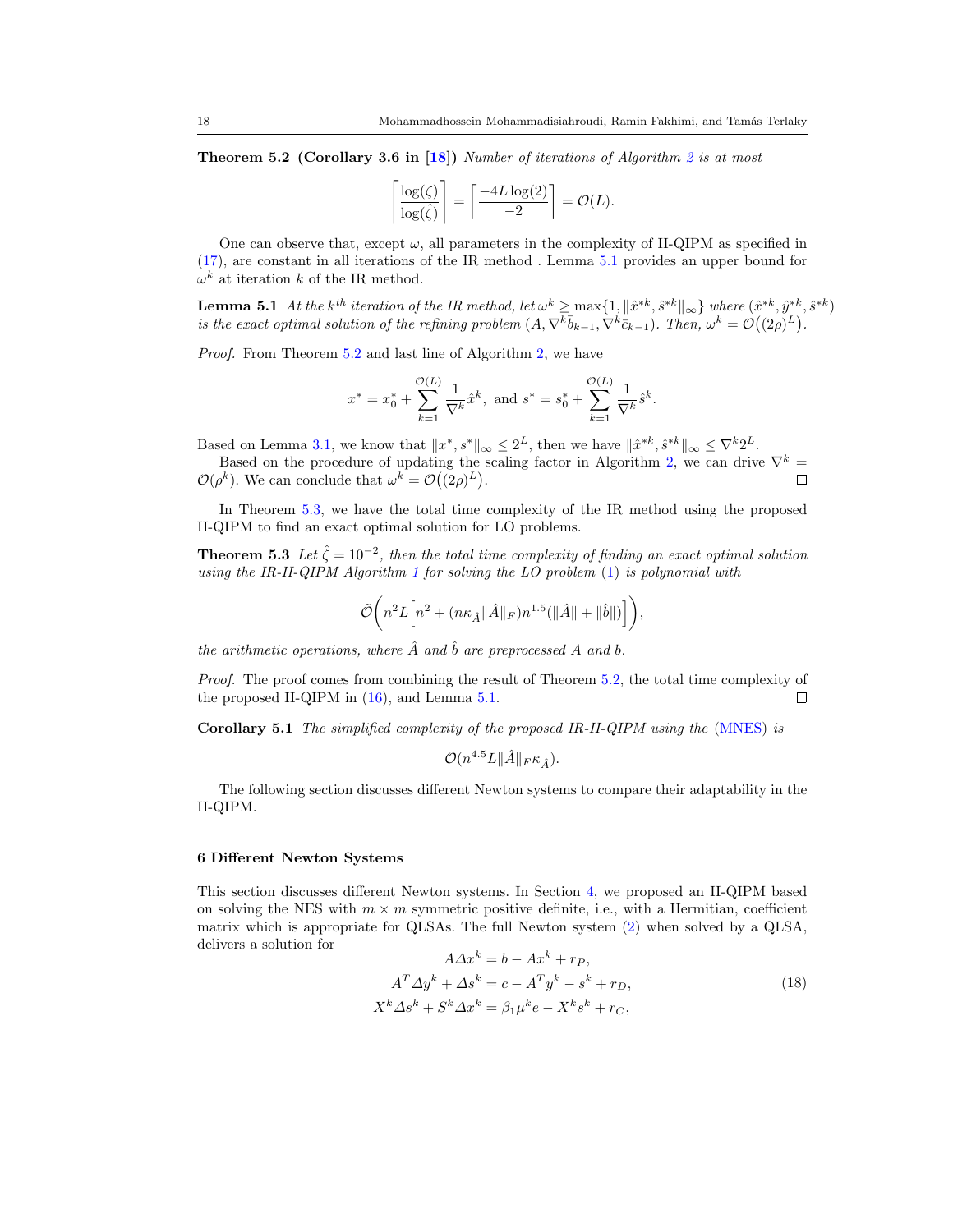**Theorem 5.2 (Corollary 3.6 in [18])** *Number of iterations of Algorithm 2 is at most*

$$\left\lceil \frac{\log(\zeta)}{\log(\hat{\zeta})} \right\rceil = \left\lceil \frac{-4L\log(2)}{-2} \right\rceil = \mathcal{O}(L).$$

One can observe that, except $\omega$, all parameters in the complexity of II-QIPM as specified in (17), are constant in all iterations of the IR method . Lemma 5.1 provides an upper bound for $\omega^k$ at iteration $k$ of the IR method.

**Lemma 5.1** *At the $k^{th}$ iteration of the IR method, let $\omega^k \geq \max\{1, \|\hat{x}^{*k}, \hat{s}^{*k}\|_\infty\}$ where $(\hat{x}^{*k}, \hat{y}^{*k}, \hat{s}^{*k})$ is the exact optimal solution of the refining problem $(A, \nabla^k \bar{b}_{k-1}, \nabla^k \bar{c}_{k-1})$. Then, $\omega^k = \mathcal{O}\big((2\rho)^L\big)$.*

*Proof.* From Theorem 5.2 and last line of Algorithm 2, we have

$$x^* = x_0^* + \sum_{k=1}^{\mathcal{O}(L)} \frac{1}{\nabla^k}\hat{x}^k, \text{ and } s^* = s_0^* + \sum_{k=1}^{\mathcal{O}(L)} \frac{1}{\nabla^k}\hat{s}^k.$$

Based on Lemma 3.1, we know that $\|x^*, s^*\|_\infty \leq 2^L$, then we have $\|\hat{x}^{*k}, \hat{s}^{*k}\|_\infty \leq \nabla^k 2^L$.

Based on the procedure of updating the scaling factor in Algorithm 2, we can drive $\nabla^k = \mathcal{O}(\rho^k)$. We can conclude that $\omega^k = \mathcal{O}\big((2\rho)^L\big)$. □

In Theorem 5.3, we have the total time complexity of the IR method using the proposed II-QIPM to find an exact optimal solution for LO problems.

**Theorem 5.3** *Let $\hat{\zeta} = 10^{-2}$, then the total time complexity of finding an exact optimal solution using the IR-II-QIPM Algorithm 1 for solving the LO problem (1) is polynomial with*

$$\tilde{\mathcal{O}}\bigg(n^2 L\Big[n^2 + (n\kappa_{\hat{A}}\|\hat{A}\|_F)n^{1.5}(\|\hat{A}\| + \|\hat{b}\|)\Big]\bigg),$$

*the arithmetic operations, where $\hat{A}$ and $\hat{b}$ are preprocessed $A$ and $b$.*

*Proof.* The proof comes from combining the result of Theorem 5.2, the total time complexity of the proposed II-QIPM in (16), and Lemma 5.1. □

**Corollary 5.1** *The simplified complexity of the proposed IR-II-QIPM using the (MNES) is*

$$\mathcal{O}(n^{4.5}L\|\hat{A}\|_F\kappa_{\hat{A}}).$$

The following section discusses different Newton systems to compare their adaptability in the II-QIPM.

## 6 Different Newton Systems

This section discusses different Newton systems. In Section 4, we proposed an II-QIPM based on solving the NES with $m \times m$ symmetric positive definite, i.e., with a Hermitian, coefficient matrix which is appropriate for QLSAs. The full Newton system (2) when solved by a QLSA, delivers a solution for

$$\begin{aligned}
A\Delta x^k &= b - Ax^k + r_P, \\
A^T\Delta y^k + \Delta s^k &= c - A^T y^k - s^k + r_D, \\
X^k\Delta s^k + S^k\Delta x^k &= \beta_1\mu^k e - X^k s^k + r_C,
\end{aligned} \tag{18}$$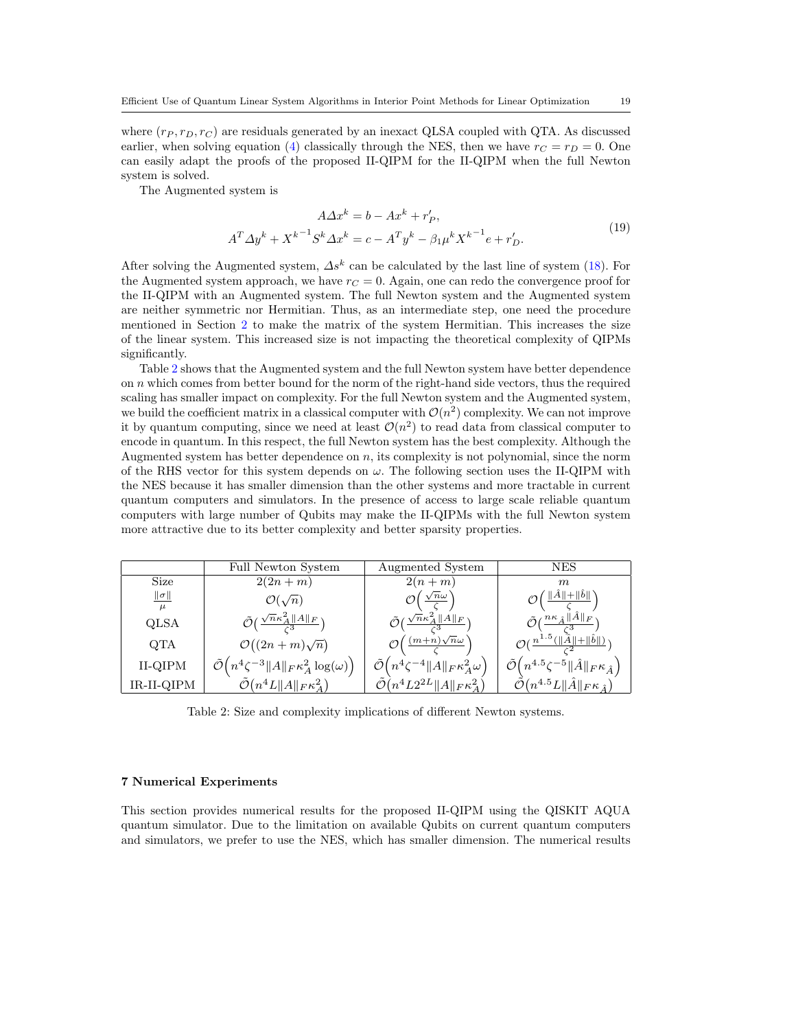where $(r_P, r_D, r_C)$ are residuals generated by an inexact QLSA coupled with QTA. As discussed earlier, when solving equation (4) classically through the NES, then we have $r_C = r_D = 0$. One can easily adapt the proofs of the proposed II-QIPM for the II-QIPM when the full Newton system is solved.

The Augmented system is

$$
\begin{aligned}
A\Delta x^k &= b - Ax^k + r'_P, \\
A^T \Delta y^k + {X^k}^{-1} S^k \Delta x^k &= c - A^T y^k - \beta_1 \mu^k {X^k}^{-1} e + r'_D.
\end{aligned}
\tag{19}
$$

After solving the Augmented system, $\Delta s^k$ can be calculated by the last line of system (18). For the Augmented system approach, we have $r_C = 0$. Again, one can redo the convergence proof for the II-QIPM with an Augmented system. The full Newton system and the Augmented system are neither symmetric nor Hermitian. Thus, as an intermediate step, one need the procedure mentioned in Section 2 to make the matrix of the system Hermitian. This increases the size of the linear system. This increased size is not impacting the theoretical complexity of QIPMs significantly.

Table 2 shows that the Augmented system and the full Newton system have better dependence on $n$ which comes from better bound for the norm of the right-hand side vectors, thus the required scaling has smaller impact on complexity. For the full Newton system and the Augmented system, we build the coefficient matrix in a classical computer with $\mathcal{O}(n^2)$ complexity. We can not improve it by quantum computing, since we need at least $\mathcal{O}(n^2)$ to read data from classical computer to encode in quantum. In this respect, the full Newton system has the best complexity. Although the Augmented system has better dependence on $n$, its complexity is not polynomial, since the norm of the RHS vector for this system depends on $\omega$. The following section uses the II-QIPM with the NES because it has smaller dimension than the other systems and more tractable in current quantum computers and simulators. In the presence of access to large scale reliable quantum computers with large number of Qubits may make the II-QIPMs with the full Newton system more attractive due to its better complexity and better sparsity properties.

| | Full Newton System | Augmented System | NES |
|---|---|---|---|
| Size | $2(2n+m)$ | $2(n+m)$ | $m$ |
| $\frac{\Vert\sigma\Vert}{\mu}$ | $\mathcal{O}(\sqrt{n})$ | $\mathcal{O}\left(\frac{\sqrt{n}\omega}{\zeta}\right)$ | $\mathcal{O}\left(\frac{\Vert\hat{A}\Vert+\Vert\hat{b}\Vert}{\zeta}\right)$ |
| QLSA | $\tilde{\mathcal{O}}\left(\frac{\sqrt{n}\kappa_A^2\Vert A\Vert_F}{\zeta^3}\right)$ | $\tilde{\mathcal{O}}\left(\frac{\sqrt{n}\kappa_A^2\Vert A\Vert_F}{\zeta^3}\right)$ | $\tilde{\mathcal{O}}\left(\frac{n\kappa_{\hat{A}}\Vert\hat{A}\Vert_F}{\zeta^3}\right)$ |
| QTA | $\mathcal{O}((2n+m)\sqrt{n})$ | $\mathcal{O}\left(\frac{(m+n)\sqrt{n}\omega}{\zeta}\right)$ | $\mathcal{O}\left(\frac{n^{1.5}(\Vert\hat{A}\Vert+\Vert\hat{b}\Vert)}{\zeta^2}\right)$ |
| II-QIPM | $\tilde{\mathcal{O}}\left(n^4\zeta^{-3}\Vert A\Vert_F\kappa_A^2\log(\omega)\right)$ | $\tilde{\mathcal{O}}\left(n^4\zeta^{-4}\Vert A\Vert_F\kappa_A^2\omega\right)$ | $\tilde{\mathcal{O}}\left(n^{4.5}\zeta^{-5}\Vert\hat{A}\Vert_F\kappa_{\hat{A}}\right)$ |
| IR-II-QIPM | $\tilde{\mathcal{O}}\left(n^4 L\Vert A\Vert_F\kappa_A^2\right)$ | $\tilde{\mathcal{O}}\left(n^4 L 2^{2L}\Vert A\Vert_F\kappa_A^2\right)$ | $\tilde{\mathcal{O}}\left(n^{4.5} L\Vert\hat{A}\Vert_F\kappa_{\hat{A}}\right)$ |

Table 2: Size and complexity implications of different Newton systems.

## 7 Numerical Experiments

This section provides numerical results for the proposed II-QIPM using the QISKIT AQUA quantum simulator. Due to the limitation on available Qubits on current quantum computers and simulators, we prefer to use the NES, which has smaller dimension. The numerical results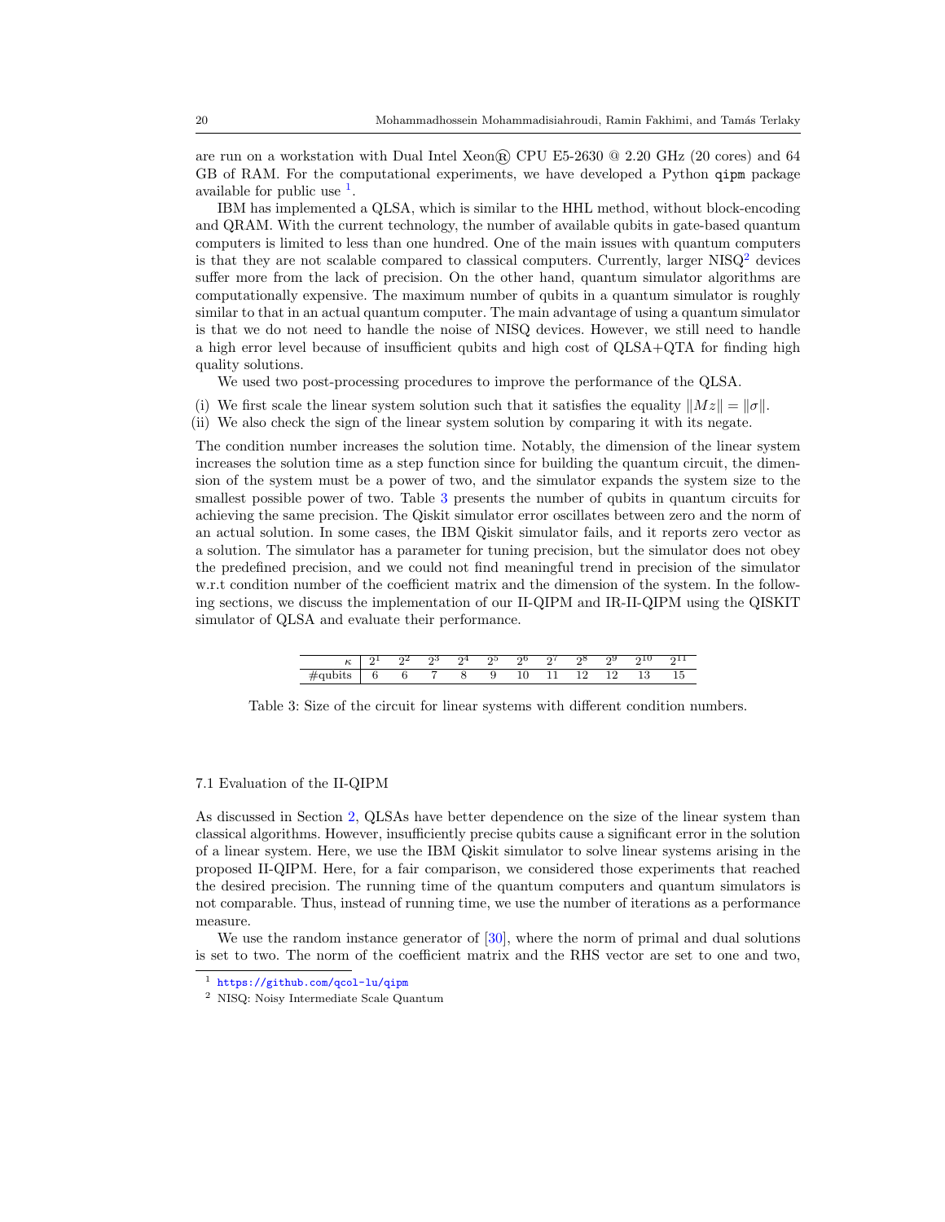are run on a workstation with Dual Intel Xeon® CPU E5-2630 @ 2.20 GHz (20 cores) and 64 GB of RAM. For the computational experiments, we have developed a Python qipm package available for public use [1].

IBM has implemented a QLSA, which is similar to the HHL method, without block-encoding and QRAM. With the current technology, the number of available qubits in gate-based quantum computers is limited to less than one hundred. One of the main issues with quantum computers is that they are not scalable compared to classical computers. Currently, larger NISQ[2] devices suffer more from the lack of precision. On the other hand, quantum simulator algorithms are computationally expensive. The maximum number of qubits in a quantum simulator is roughly similar to that in an actual quantum computer. The main advantage of using a quantum simulator is that we do not need to handle the noise of NISQ devices. However, we still need to handle a high error level because of insufficient qubits and high cost of QLSA+QTA for finding high quality solutions.

We used two post-processing procedures to improve the performance of the QLSA.

(i) We first scale the linear system solution such that it satisfies the equality $\|Mz\| = \|\sigma\|$.
(ii) We also check the sign of the linear system solution by comparing it with its negate.

The condition number increases the solution time. Notably, the dimension of the linear system increases the solution time as a step function since for building the quantum circuit, the dimension of the system must be a power of two, and the simulator expands the system size to the smallest possible power of two. Table 3 presents the number of qubits in quantum circuits for achieving the same precision. The Qiskit simulator error oscillates between zero and the norm of an actual solution. In some cases, the IBM Qiskit simulator fails, and it reports zero vector as a solution. The simulator has a parameter for tuning precision, but the simulator does not obey the predefined precision, and we could not find meaningful trend in precision of the simulator w.r.t condition number of the coefficient matrix and the dimension of the system. In the following sections, we discuss the implementation of our II-QIPM and IR-II-QIPM using the QISKIT simulator of QLSA and evaluate their performance.

| $\kappa$ | $2^1$ | $2^2$ | $2^3$ | $2^4$ | $2^5$ | $2^6$ | $2^7$ | $2^8$ | $2^9$ | $2^{10}$ | $2^{11}$ |
|---|---|---|---|---|---|---|---|---|---|---|---|
| #qubits | 6 | 6 | 7 | 8 | 9 | 10 | 11 | 12 | 12 | 13 | 15 |

Table 3: Size of the circuit for linear systems with different condition numbers.

### 7.1 Evaluation of the II-QIPM

As discussed in Section 2, QLSAs have better dependence on the size of the linear system than classical algorithms. However, insufficiently precise qubits cause a significant error in the solution of a linear system. Here, we use the IBM Qiskit simulator to solve linear systems arising in the proposed II-QIPM. Here, for a fair comparison, we considered those experiments that reached the desired precision. The running time of the quantum computers and quantum simulators is not comparable. Thus, instead of running time, we use the number of iterations as a performance measure.

We use the random instance generator of [30], where the norm of primal and dual solutions is set to two. The norm of the coefficient matrix and the RHS vector are set to one and two,

[1] https://github.com/qcol-lu/qipm

[2] NISQ: Noisy Intermediate Scale Quantum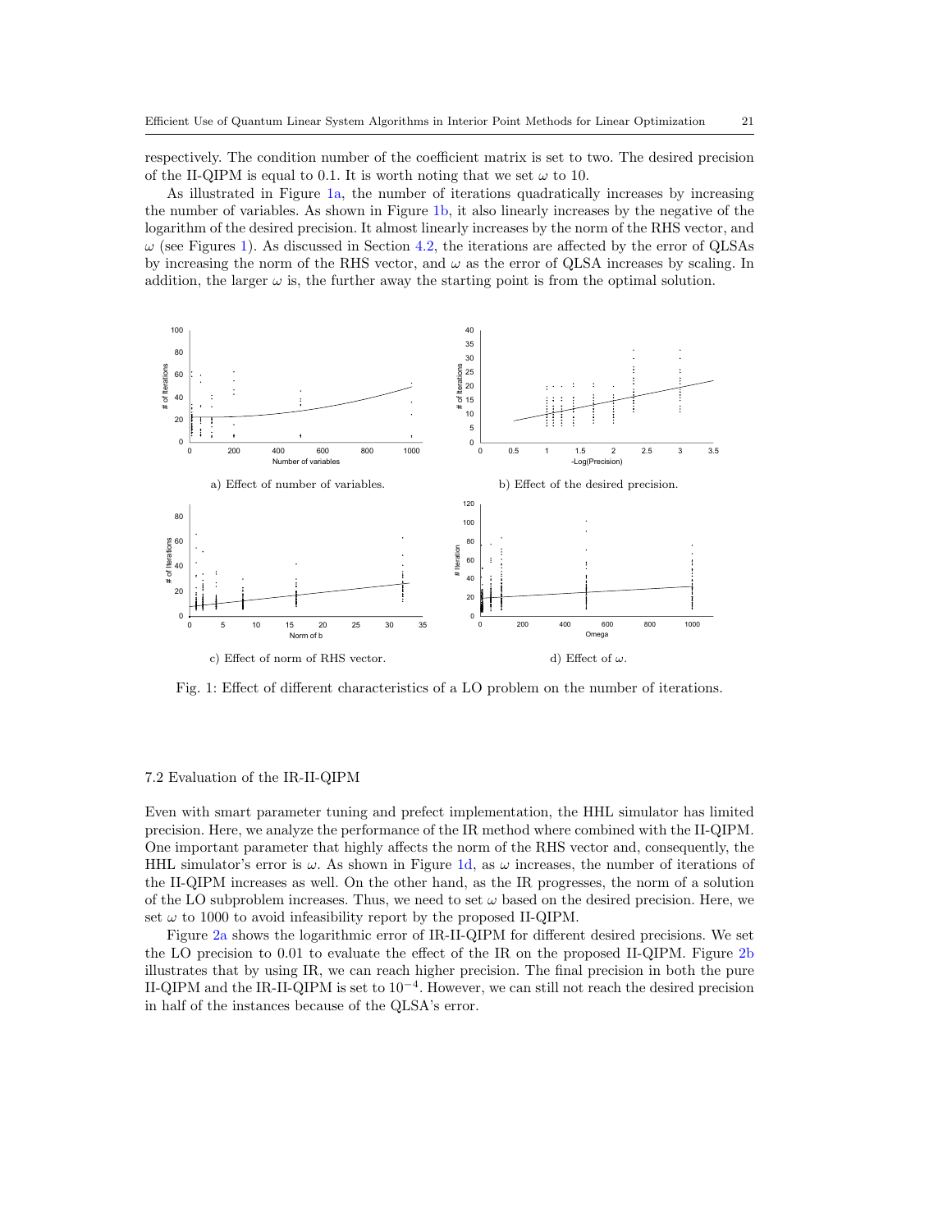respectively. The condition number of the coefficient matrix is set to two. The desired precision of the II-QIPM is equal to 0.1. It is worth noting that we set $\omega$ to 10.

As illustrated in Figure 1a, the number of iterations quadratically increases by increasing the number of variables. As shown in Figure 1b, it also linearly increases by the negative of the logarithm of the desired precision. It almost linearly increases by the norm of the RHS vector, and $\omega$ (see Figures 1). As discussed in Section 4.2, the iterations are affected by the error of QLSAs by increasing the norm of the RHS vector, and $\omega$ as the error of QLSA increases by scaling. In addition, the larger $\omega$ is, the further away the starting point is from the optimal solution.

a) Effect of number of variables.

b) Effect of the desired precision.

c) Effect of norm of RHS vector.

d) Effect of $\omega$.

Fig. 1: Effect of different characteristics of a LO problem on the number of iterations.

### 7.2 Evaluation of the IR-II-QIPM

Even with smart parameter tuning and prefect implementation, the HHL simulator has limited precision. Here, we analyze the performance of the IR method where combined with the II-QIPM. One important parameter that highly affects the norm of the RHS vector and, consequently, the HHL simulator's error is $\omega$. As shown in Figure 1d, as $\omega$ increases, the number of iterations of the II-QIPM increases as well. On the other hand, as the IR progresses, the norm of a solution of the LO subproblem increases. Thus, we need to set $\omega$ based on the desired precision. Here, we set $\omega$ to 1000 to avoid infeasibility report by the proposed II-QIPM.

Figure 2a shows the logarithmic error of IR-II-QIPM for different desired precisions. We set the LO precision to 0.01 to evaluate the effect of the IR on the proposed II-QIPM. Figure 2b illustrates that by using IR, we can reach higher precision. The final precision in both the pure II-QIPM and the IR-II-QIPM is set to $10^{-4}$. However, we can still not reach the desired precision in half of the instances because of the QLSA's error.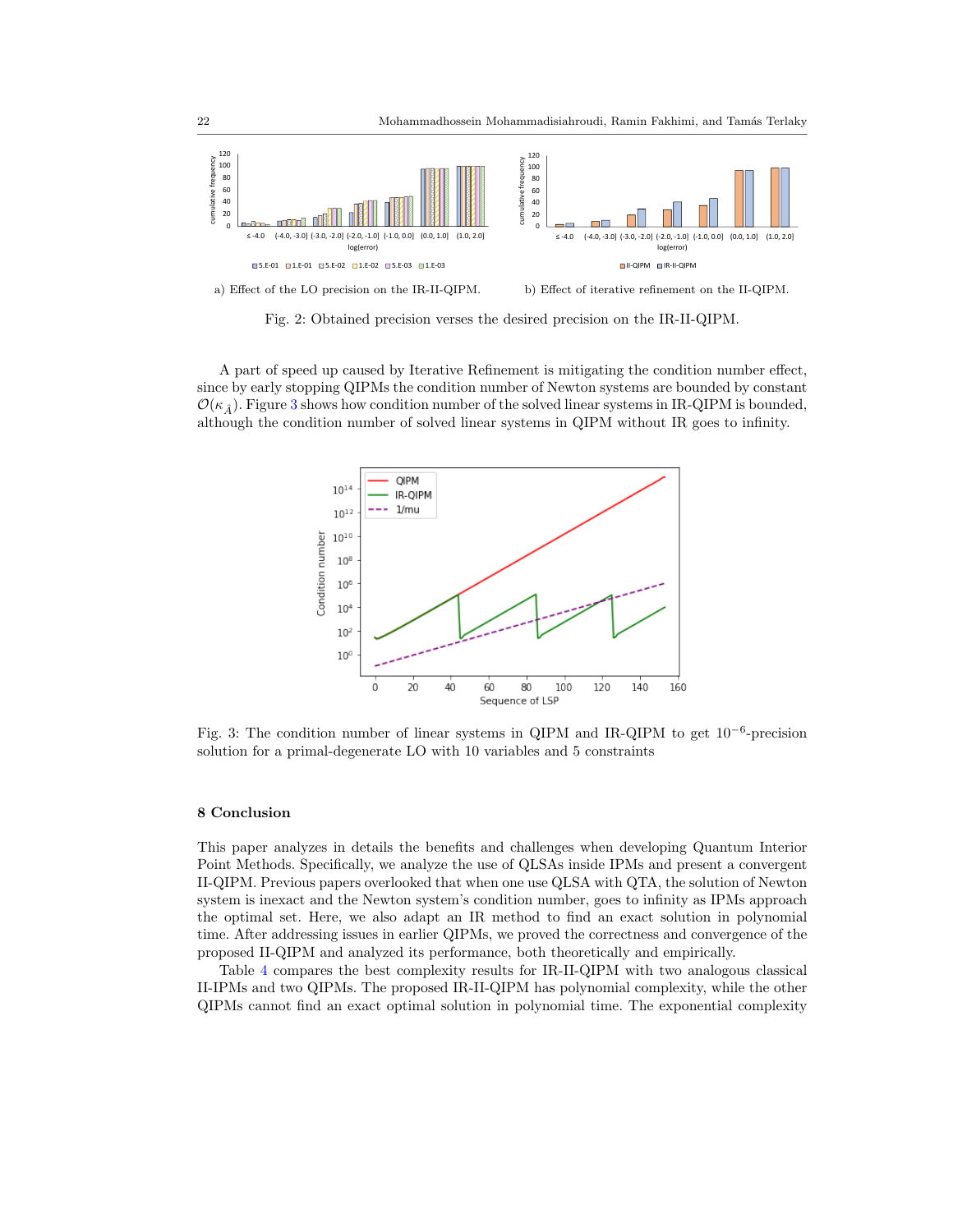120
100
80
60
40
20
0
cumulative frequency
≤ -4.0 (-4.0, -3.0] (-3.0, -2.0] (-2.0, -1.0] (-1.0, 0.0] (0.0, 1.0] (1.0, 2.0]
log(error)
5.E-01 1.E-01 5.E-02 1.E-02 5.E-03 1.E-03

a) Effect of the LO precision on the IR-II-QIPM.

120
100
80
60
40
20
0
cumulative frequency
≤ -4.0 (-4.0, -3.0] (-3.0, -2.0] (-2.0, -1.0] (-1.0, 0.0] (0.0, 1.0] (1.0, 2.0]
log(error)
II-QIPM IR-II-QIPM

b) Effect of iterative refinement on the II-QIPM.

Fig. 2: Obtained precision verses the desired precision on the IR-II-QIPM.

A part of speed up caused by Iterative Refinement is mitigating the condition number effect, since by early stopping QIPMs the condition number of Newton systems are bounded by constant $\mathcal{O}(\kappa_{\hat{A}})$. Figure 3 shows how condition number of the solved linear systems in IR-QIPM is bounded, although the condition number of solved linear systems in QIPM without IR goes to infinity.

QIPM
IR-QIPM
1/mu
$10^{14}$
$10^{12}$
$10^{10}$
$10^{8}$
$10^{6}$
$10^{4}$
$10^{2}$
$10^{0}$
Condition number
0 20 40 60 80 100 120 140 160
Sequence of LSP

Fig. 3: The condition number of linear systems in QIPM and IR-QIPM to get $10^{-6}$-precision solution for a primal-degenerate LO with 10 variables and 5 constraints

## 8 Conclusion

This paper analyzes in details the benefits and challenges when developing Quantum Interior Point Methods. Specifically, we analyze the use of QLSAs inside IPMs and present a convergent II-QIPM. Previous papers overlooked that when one use QLSA with QTA, the solution of Newton system is inexact and the Newton system's condition number, goes to infinity as IPMs approach the optimal set. Here, we also adapt an IR method to find an exact solution in polynomial time. After addressing issues in earlier QIPMs, we proved the correctness and convergence of the proposed II-QIPM and analyzed its performance, both theoretically and empirically.

Table 4 compares the best complexity results for IR-II-QIPM with two analogous classical II-IPMs and two QIPMs. The proposed IR-II-QIPM has polynomial complexity, while the other QIPMs cannot find an exact optimal solution in polynomial time. The exponential complexity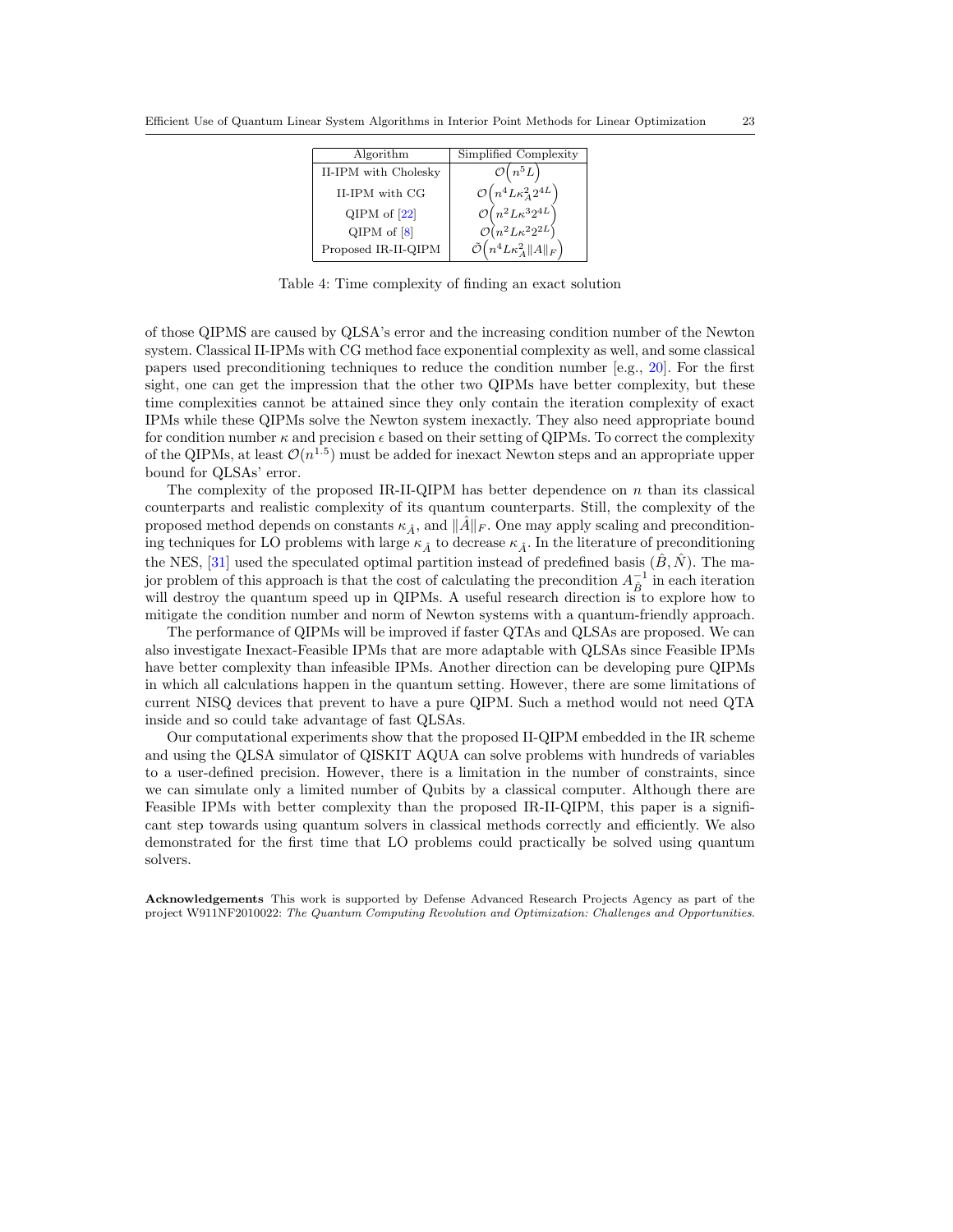| Algorithm | Simplified Complexity |
| --- | --- |
| II-IPM with Cholesky | $\mathcal{O}\left(n^5 L\right)$ |
| II-IPM with CG | $\mathcal{O}\left(n^4 L \kappa_{\hat{A}}^2 2^{4L}\right)$ |
| QIPM of [22] | $\mathcal{O}\left(n^2 L \kappa^3 2^{4L}\right)$ |
| QIPM of [8] | $\mathcal{O}\left(n^2 L \kappa^2 2^{2L}\right)$ |
| Proposed IR-II-QIPM | $\tilde{\mathcal{O}}\left(n^4 L \kappa_{\hat{A}}^2 \lVert A \rVert_F\right)$ |

Table 4: Time complexity of finding an exact solution

of those QIPMS are caused by QLSA's error and the increasing condition number of the Newton system. Classical II-IPMs with CG method face exponential complexity as well, and some classical papers used preconditioning techniques to reduce the condition number [e.g., 20]. For the first sight, one can get the impression that the other two QIPMs have better complexity, but these time complexities cannot be attained since they only contain the iteration complexity of exact IPMs while these QIPMs solve the Newton system inexactly. They also need appropriate bound for condition number $\kappa$ and precision $\epsilon$ based on their setting of QIPMs. To correct the complexity of the QIPMs, at least $\mathcal{O}(n^{1.5})$ must be added for inexact Newton steps and an appropriate upper bound for QLSAs' error.

The complexity of the proposed IR-II-QIPM has better dependence on $n$ than its classical counterparts and realistic complexity of its quantum counterparts. Still, the complexity of the proposed method depends on constants $\kappa_{\hat{A}}$, and $\lVert \hat{A} \rVert_F$. One may apply scaling and preconditioning techniques for LO problems with large $\kappa_{\hat{A}}$ to decrease $\kappa_{\hat{A}}$. In the literature of preconditioning the NES, [31] used the speculated optimal partition instead of predefined basis $(\hat{B}, \hat{N})$. The major problem of this approach is that the cost of calculating the precondition $A_{\hat{B}}^{-1}$ in each iteration will destroy the quantum speed up in QIPMs. A useful research direction is to explore how to mitigate the condition number and norm of Newton systems with a quantum-friendly approach.

The performance of QIPMs will be improved if faster QTAs and QLSAs are proposed. We can also investigate Inexact-Feasible IPMs that are more adaptable with QLSAs since Feasible IPMs have better complexity than infeasible IPMs. Another direction can be developing pure QIPMs in which all calculations happen in the quantum setting. However, there are some limitations of current NISQ devices that prevent to have a pure QIPM. Such a method would not need QTA inside and so could take advantage of fast QLSAs.

Our computational experiments show that the proposed II-QIPM embedded in the IR scheme and using the QLSA simulator of QISKIT AQUA can solve problems with hundreds of variables to a user-defined precision. However, there is a limitation in the number of constraints, since we can simulate only a limited number of Qubits by a classical computer. Although there are Feasible IPMs with better complexity than the proposed IR-II-QIPM, this paper is a significant step towards using quantum solvers in classical methods correctly and efficiently. We also demonstrated for the first time that LO problems could practically be solved using quantum solvers.

**Acknowledgements** This work is supported by Defense Advanced Research Projects Agency as part of the project W911NF2010022: *The Quantum Computing Revolution and Optimization: Challenges and Opportunities.*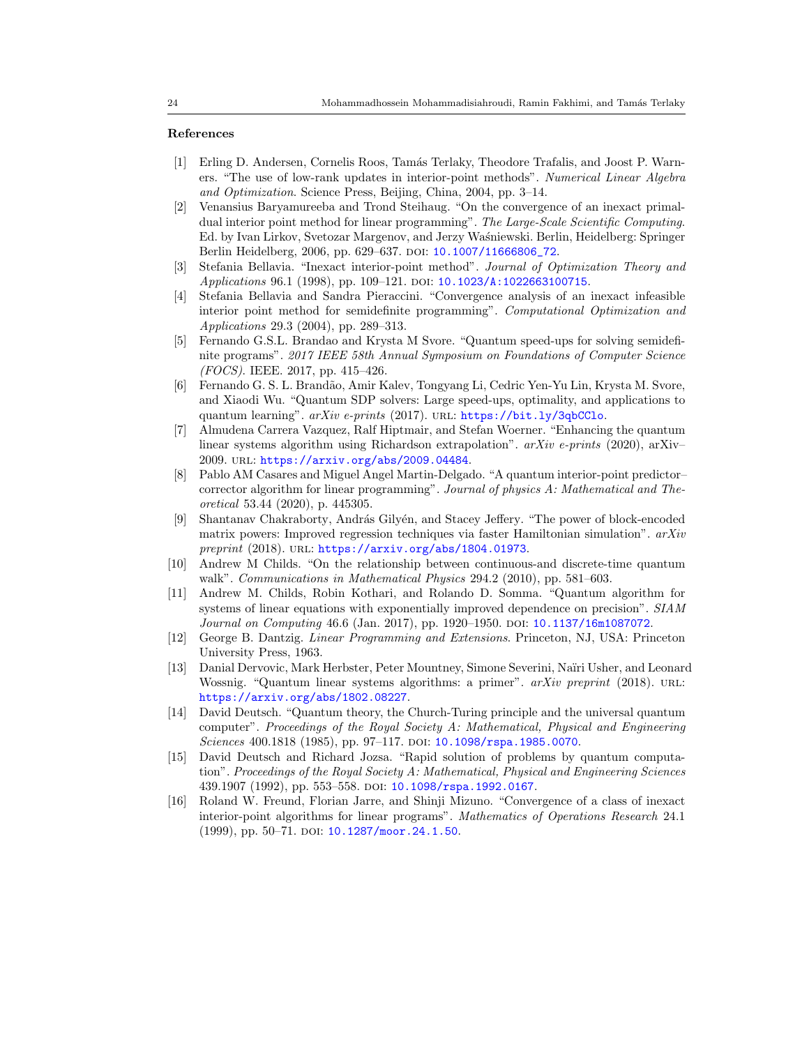## References

[1] Erling D. Andersen, Cornelis Roos, Tamás Terlaky, Theodore Trafalis, and Joost P. Warners. "The use of low-rank updates in interior-point methods". *Numerical Linear Algebra and Optimization*. Science Press, Beijing, China, 2004, pp. 3–14.

[2] Venansius Baryamureeba and Trond Steihaug. "On the convergence of an inexact primal-dual interior point method for linear programming". *The Large-Scale Scientific Computing*. Ed. by Ivan Lirkov, Svetozar Margenov, and Jerzy Waśniewski. Berlin, Heidelberg: Springer Berlin Heidelberg, 2006, pp. 629–637. DOI: 10.1007/11666806_72.

[3] Stefania Bellavia. "Inexact interior-point method". *Journal of Optimization Theory and Applications* 96.1 (1998), pp. 109–121. DOI: 10.1023/A:1022663100715.

[4] Stefania Bellavia and Sandra Pieraccini. "Convergence analysis of an inexact infeasible interior point method for semidefinite programming". *Computational Optimization and Applications* 29.3 (2004), pp. 289–313.

[5] Fernando G.S.L. Brandao and Krysta M Svore. "Quantum speed-ups for solving semidefinite programs". *2017 IEEE 58th Annual Symposium on Foundations of Computer Science (FOCS)*. IEEE. 2017, pp. 415–426.

[6] Fernando G. S. L. Brandão, Amir Kalev, Tongyang Li, Cedric Yen-Yu Lin, Krysta M. Svore, and Xiaodi Wu. "Quantum SDP solvers: Large speed-ups, optimality, and applications to quantum learning". *arXiv e-prints* (2017). URL: https://bit.ly/3qbCClo.

[7] Almudena Carrera Vazquez, Ralf Hiptmair, and Stefan Woerner. "Enhancing the quantum linear systems algorithm using Richardson extrapolation". *arXiv e-prints* (2020), arXiv–2009. URL: https://arxiv.org/abs/2009.04484.

[8] Pablo AM Casares and Miguel Angel Martin-Delgado. "A quantum interior-point predictor–corrector algorithm for linear programming". *Journal of physics A: Mathematical and Theoretical* 53.44 (2020), p. 445305.

[9] Shantanav Chakraborty, András Gilyén, and Stacey Jeffery. "The power of block-encoded matrix powers: Improved regression techniques via faster Hamiltonian simulation". *arXiv preprint* (2018). URL: https://arxiv.org/abs/1804.01973.

[10] Andrew M Childs. "On the relationship between continuous-and discrete-time quantum walk". *Communications in Mathematical Physics* 294.2 (2010), pp. 581–603.

[11] Andrew M. Childs, Robin Kothari, and Rolando D. Somma. "Quantum algorithm for systems of linear equations with exponentially improved dependence on precision". *SIAM Journal on Computing* 46.6 (Jan. 2017), pp. 1920–1950. DOI: 10.1137/16m1087072.

[12] George B. Dantzig. *Linear Programming and Extensions*. Princeton, NJ, USA: Princeton University Press, 1963.

[13] Danial Dervovic, Mark Herbster, Peter Mountney, Simone Severini, Naïri Usher, and Leonard Wossnig. "Quantum linear systems algorithms: a primer". *arXiv preprint* (2018). URL: https://arxiv.org/abs/1802.08227.

[14] David Deutsch. "Quantum theory, the Church-Turing principle and the universal quantum computer". *Proceedings of the Royal Society A: Mathematical, Physical and Engineering Sciences* 400.1818 (1985), pp. 97–117. DOI: 10.1098/rspa.1985.0070.

[15] David Deutsch and Richard Jozsa. "Rapid solution of problems by quantum computation". *Proceedings of the Royal Society A: Mathematical, Physical and Engineering Sciences* 439.1907 (1992), pp. 553–558. DOI: 10.1098/rspa.1992.0167.

[16] Roland W. Freund, Florian Jarre, and Shinji Mizuno. "Convergence of a class of inexact interior-point algorithms for linear programs". *Mathematics of Operations Research* 24.1 (1999), pp. 50–71. DOI: 10.1287/moor.24.1.50.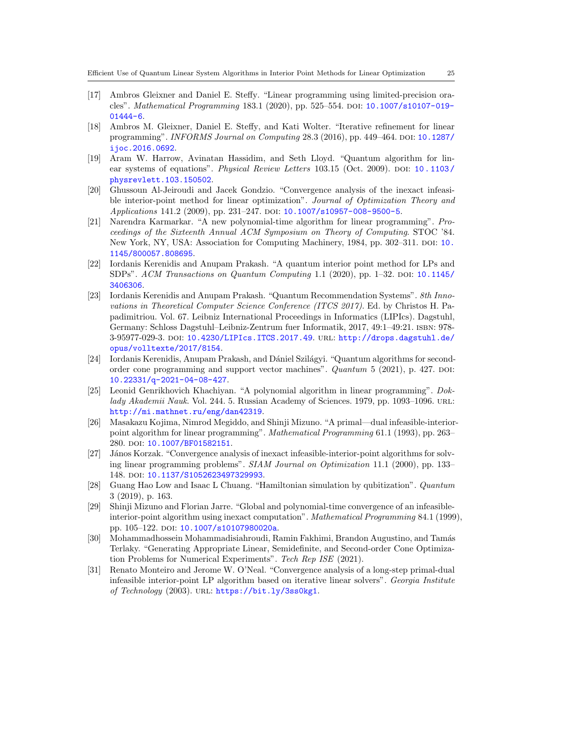[17] Ambros Gleixner and Daniel E. Steffy. "Linear programming using limited-precision oracles". *Mathematical Programming* 183.1 (2020), pp. 525–554. DOI: 10.1007/s10107-019-01444-6.

[18] Ambros M. Gleixner, Daniel E. Steffy, and Kati Wolter. "Iterative refinement for linear programming". *INFORMS Journal on Computing* 28.3 (2016), pp. 449–464. DOI: 10.1287/ijoc.2016.0692.

[19] Aram W. Harrow, Avinatan Hassidim, and Seth Lloyd. "Quantum algorithm for linear systems of equations". *Physical Review Letters* 103.15 (Oct. 2009). DOI: 10.1103/physrevlett.103.150502.

[20] Ghussoun Al-Jeiroudi and Jacek Gondzio. "Convergence analysis of the inexact infeasible interior-point method for linear optimization". *Journal of Optimization Theory and Applications* 141.2 (2009), pp. 231–247. DOI: 10.1007/s10957-008-9500-5.

[21] Narendra Karmarkar. "A new polynomial-time algorithm for linear programming". *Proceedings of the Sixteenth Annual ACM Symposium on Theory of Computing*. STOC '84. New York, NY, USA: Association for Computing Machinery, 1984, pp. 302–311. DOI: 10.1145/800057.808695.

[22] Iordanis Kerenidis and Anupam Prakash. "A quantum interior point method for LPs and SDPs". *ACM Transactions on Quantum Computing* 1.1 (2020), pp. 1–32. DOI: 10.1145/3406306.

[23] Iordanis Kerenidis and Anupam Prakash. "Quantum Recommendation Systems". *8th Innovations in Theoretical Computer Science Conference (ITCS 2017)*. Ed. by Christos H. Papadimitriou. Vol. 67. Leibniz International Proceedings in Informatics (LIPIcs). Dagstuhl, Germany: Schloss Dagstuhl–Leibniz-Zentrum fuer Informatik, 2017, 49:1–49:21. ISBN: 978-3-95977-029-3. DOI: 10.4230/LIPIcs.ITCS.2017.49. URL: http://drops.dagstuhl.de/opus/volltexte/2017/8154.

[24] Iordanis Kerenidis, Anupam Prakash, and Dániel Szilágyi. "Quantum algorithms for second-order cone programming and support vector machines". *Quantum* 5 (2021), p. 427. DOI: 10.22331/q-2021-04-08-427.

[25] Leonid Genrikhovich Khachiyan. "A polynomial algorithm in linear programming". *Doklady Akademii Nauk*. Vol. 244. 5. Russian Academy of Sciences. 1979, pp. 1093–1096. URL: http://mi.mathnet.ru/eng/dan42319.

[26] Masakazu Kojima, Nimrod Megiddo, and Shinji Mizuno. "A primal—dual infeasible-interior-point algorithm for linear programming". *Mathematical Programming* 61.1 (1993), pp. 263–280. DOI: 10.1007/BF01582151.

[27] János Korzak. "Convergence analysis of inexact infeasible-interior-point algorithms for solving linear programming problems". *SIAM Journal on Optimization* 11.1 (2000), pp. 133–148. DOI: 10.1137/S1052623497329993.

[28] Guang Hao Low and Isaac L Chuang. "Hamiltonian simulation by qubitization". *Quantum* 3 (2019), p. 163.

[29] Shinji Mizuno and Florian Jarre. "Global and polynomial-time convergence of an infeasible-interior-point algorithm using inexact computation". *Mathematical Programming* 84.1 (1999), pp. 105–122. DOI: 10.1007/s10107980020a.

[30] Mohammadhossein Mohammadisiahroudi, Ramin Fakhimi, Brandon Augustino, and Tamás Terlaky. "Generating Appropriate Linear, Semidefinite, and Second-order Cone Optimization Problems for Numerical Experiments". *Tech Rep ISE* (2021).

[31] Renato Monteiro and Jerome W. O'Neal. "Convergence analysis of a long-step primal-dual infeasible interior-point LP algorithm based on iterative linear solvers". *Georgia Institute of Technology* (2003). URL: https://bit.ly/3ss0kg1.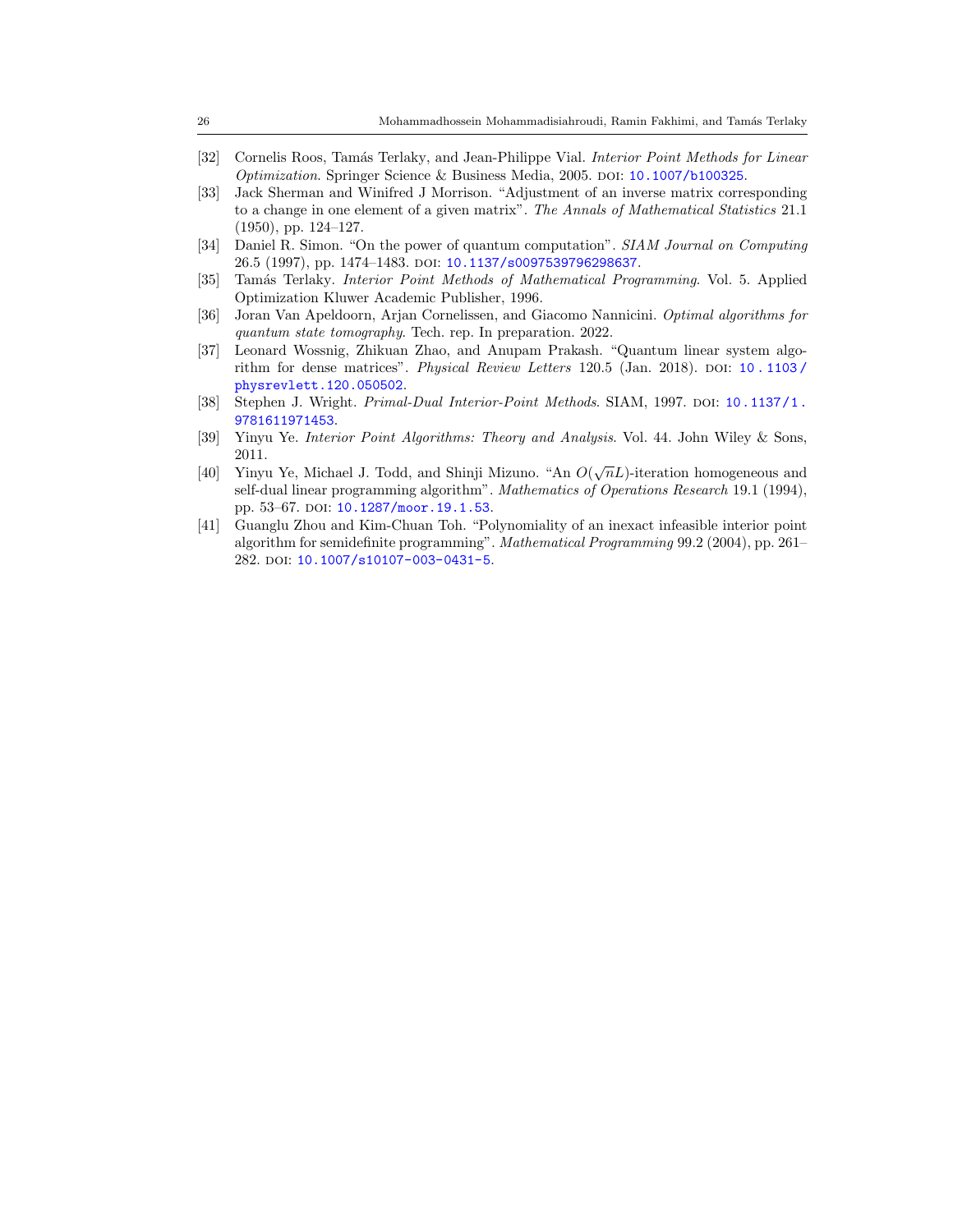[32] Cornelis Roos, Tamás Terlaky, and Jean-Philippe Vial. *Interior Point Methods for Linear Optimization*. Springer Science & Business Media, 2005. DOI: 10.1007/b100325.

[33] Jack Sherman and Winifred J Morrison. "Adjustment of an inverse matrix corresponding to a change in one element of a given matrix". *The Annals of Mathematical Statistics* 21.1 (1950), pp. 124–127.

[34] Daniel R. Simon. "On the power of quantum computation". *SIAM Journal on Computing* 26.5 (1997), pp. 1474–1483. DOI: 10.1137/s0097539796298637.

[35] Tamás Terlaky. *Interior Point Methods of Mathematical Programming*. Vol. 5. Applied Optimization Kluwer Academic Publisher, 1996.

[36] Joran Van Apeldoorn, Arjan Cornelissen, and Giacomo Nannicini. *Optimal algorithms for quantum state tomography*. Tech. rep. In preparation. 2022.

[37] Leonard Wossnig, Zhikuan Zhao, and Anupam Prakash. "Quantum linear system algorithm for dense matrices". *Physical Review Letters* 120.5 (Jan. 2018). DOI: 10.1103/physrevlett.120.050502.

[38] Stephen J. Wright. *Primal-Dual Interior-Point Methods*. SIAM, 1997. DOI: 10.1137/1.9781611971453.

[39] Yinyu Ye. *Interior Point Algorithms: Theory and Analysis*. Vol. 44. John Wiley & Sons, 2011.

[40] Yinyu Ye, Michael J. Todd, and Shinji Mizuno. "An $O(\sqrt{n}L)$-iteration homogeneous and self-dual linear programming algorithm". *Mathematics of Operations Research* 19.1 (1994), pp. 53–67. DOI: 10.1287/moor.19.1.53.

[41] Guanglu Zhou and Kim-Chuan Toh. "Polynomiality of an inexact infeasible interior point algorithm for semidefinite programming". *Mathematical Programming* 99.2 (2004), pp. 261–282. DOI: 10.1007/s10107-003-0431-5.